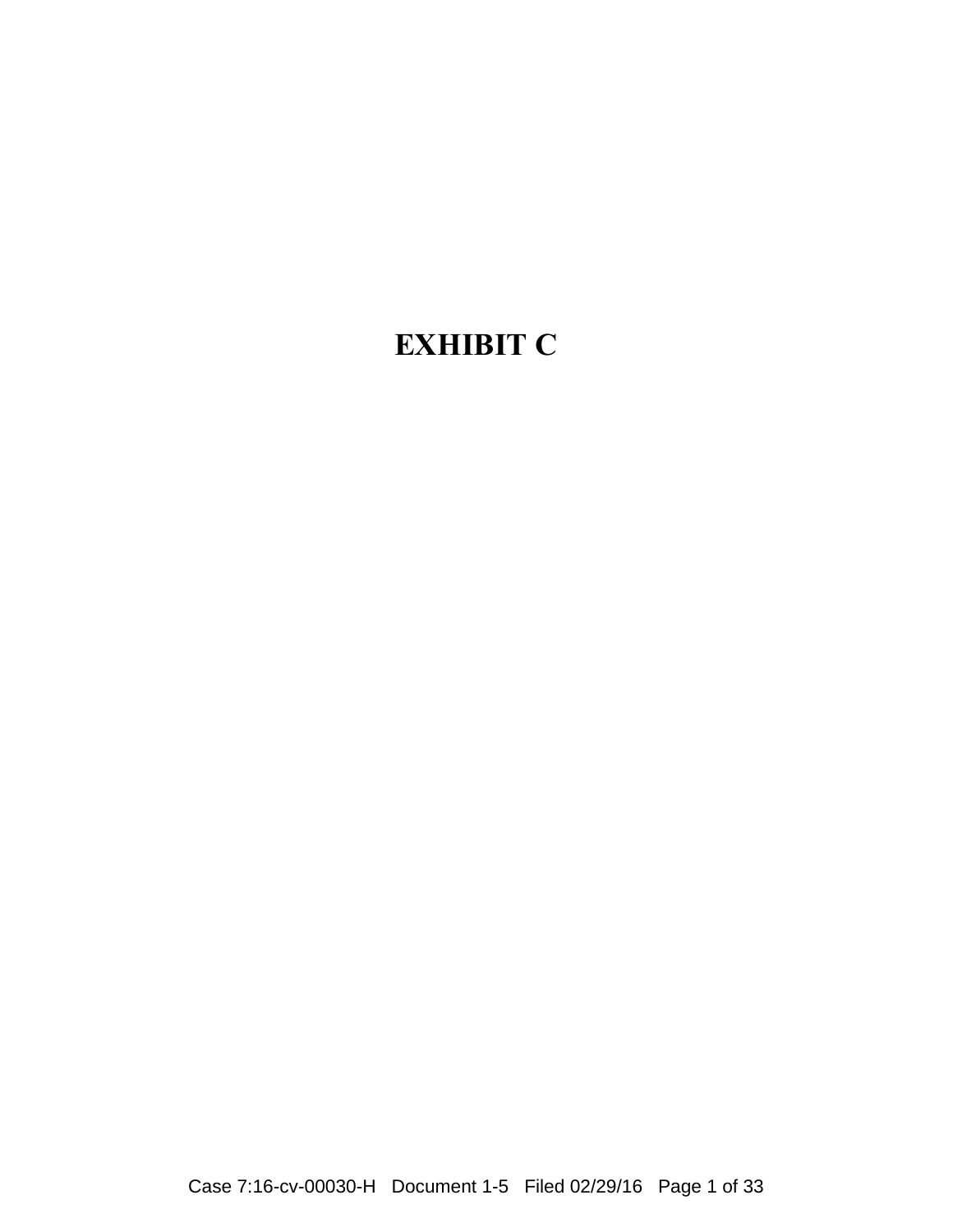# EXHIBIT C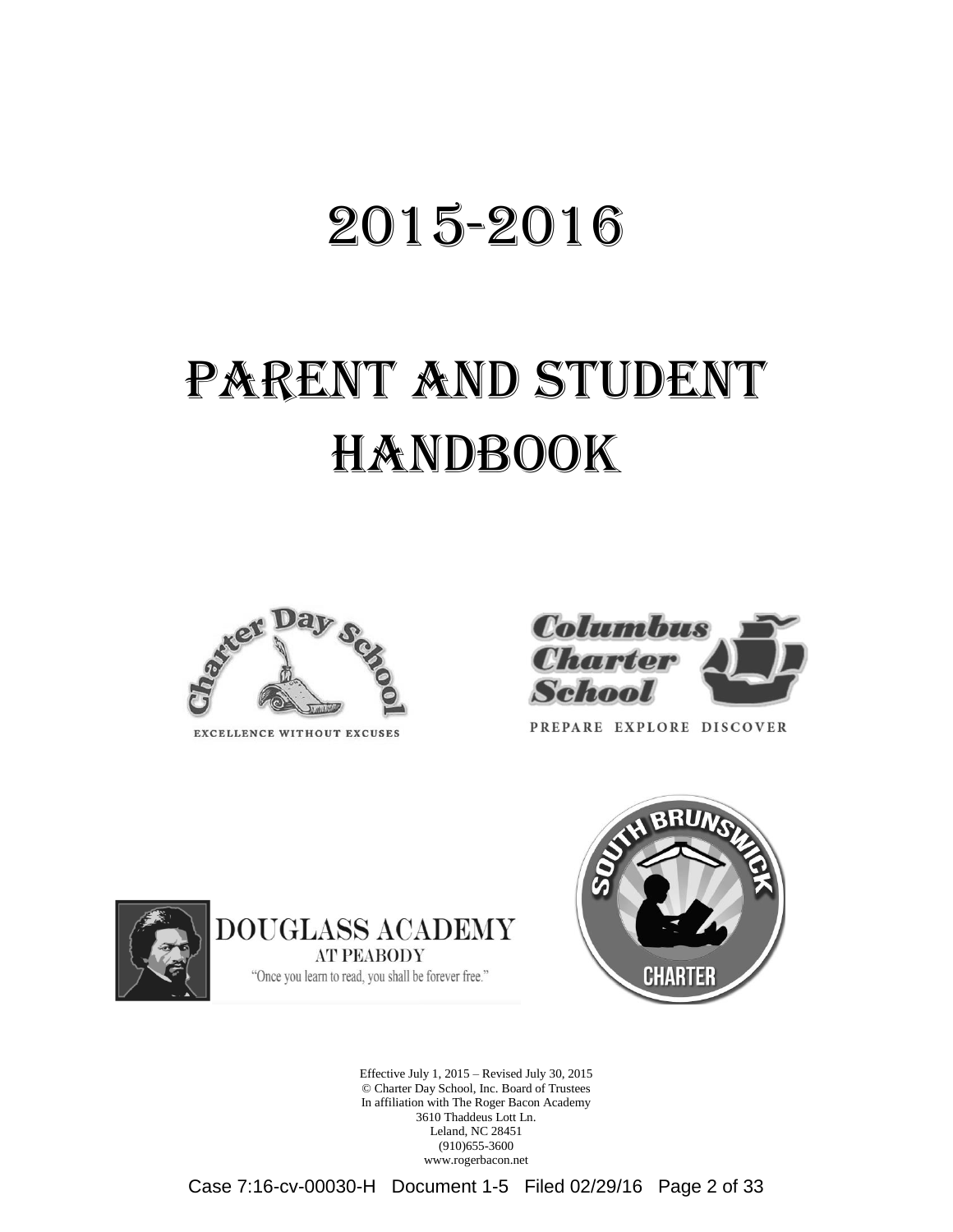# 2015-2016

# Parent and Student Handbook

EXCELLENCE WITHOUT EXCUSES

PREPARE EXPLORE DISCOVER

DOUGLASS ACADEMY AT PEABODY

"Once you learn to read, you shall be forever free."

Effective July 1, 2015 – Revised July 30, 2015
© Charter Day School, Inc. Board of Trustees
In affiliation with The Roger Bacon Academy
3610 Thaddeus Lott Ln.
Leland, NC 28451
(910)655-3600
www.rogerbacon.net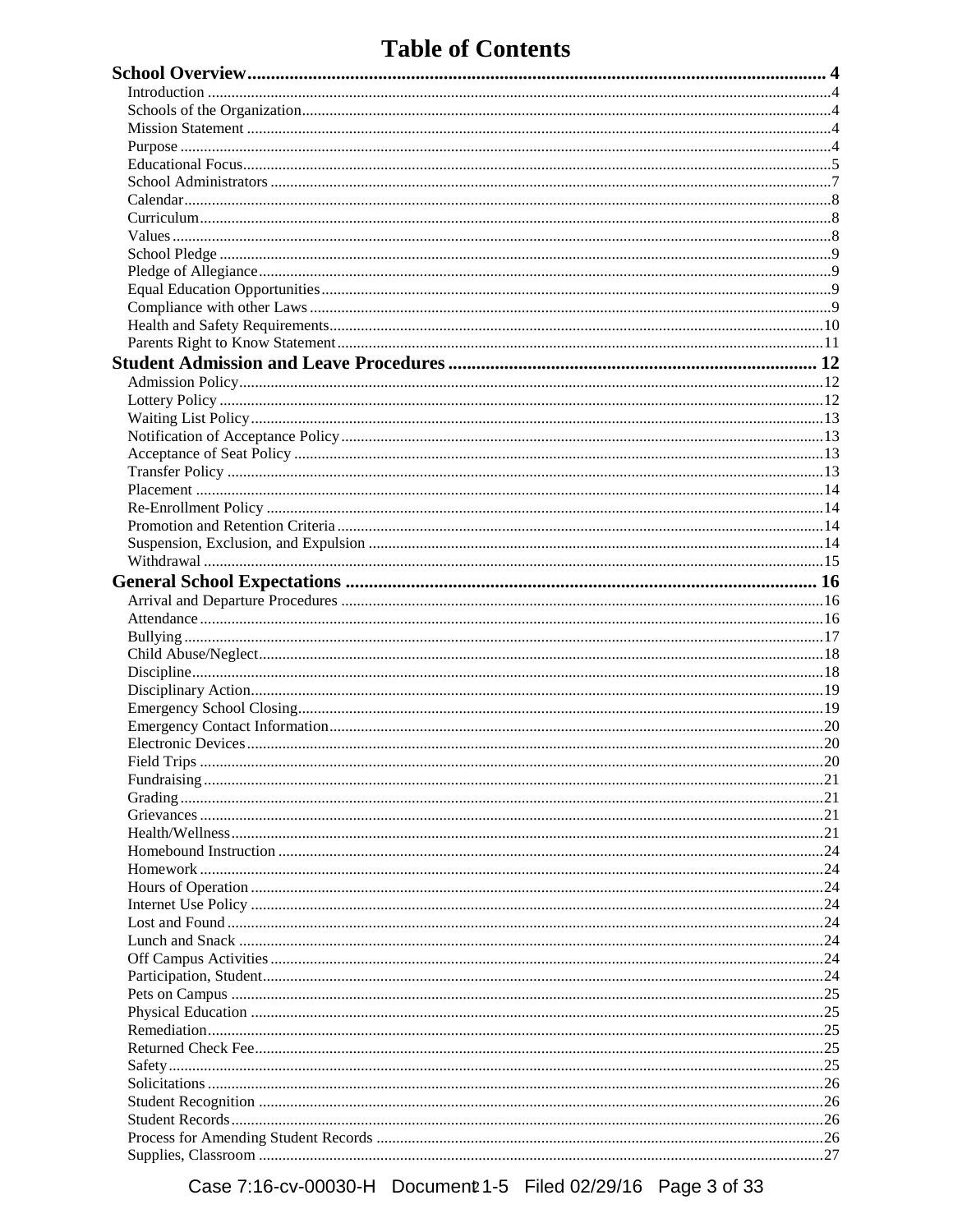# Table of Contents

**School Overview** .......... 4

- Introduction .......... 4
- Schools of the Organization .......... 4
- Mission Statement .......... 4
- Purpose .......... 4
- Educational Focus .......... 5
- School Administrators .......... 7
- Calendar .......... 8
- Curriculum .......... 8
- Values .......... 8
- School Pledge .......... 9
- Pledge of Allegiance .......... 9
- Equal Education Opportunities .......... 9
- Compliance with other Laws .......... 9
- Health and Safety Requirements .......... 10
- Parents Right to Know Statement .......... 11

**Student Admission and Leave Procedures** .......... 12

- Admission Policy .......... 12
- Lottery Policy .......... 12
- Waiting List Policy .......... 13
- Notification of Acceptance Policy .......... 13
- Acceptance of Seat Policy .......... 13
- Transfer Policy .......... 13
- Placement .......... 14
- Re-Enrollment Policy .......... 14
- Promotion and Retention Criteria .......... 14
- Suspension, Exclusion, and Expulsion .......... 14
- Withdrawal .......... 15

**General School Expectations** .......... 16

- Arrival and Departure Procedures .......... 16
- Attendance .......... 16
- Bullying .......... 17
- Child Abuse/Neglect .......... 18
- Discipline .......... 18
- Disciplinary Action .......... 19
- Emergency School Closing .......... 19
- Emergency Contact Information .......... 20
- Electronic Devices .......... 20
- Field Trips .......... 20
- Fundraising .......... 21
- Grading .......... 21
- Grievances .......... 21
- Health/Wellness .......... 21
- Homebound Instruction .......... 24
- Homework .......... 24
- Hours of Operation .......... 24
- Internet Use Policy .......... 24
- Lost and Found .......... 24
- Lunch and Snack .......... 24
- Off Campus Activities .......... 24
- Participation, Student .......... 24
- Pets on Campus .......... 25
- Physical Education .......... 25
- Remediation .......... 25
- Returned Check Fee .......... 25
- Safety .......... 25
- Solicitations .......... 26
- Student Recognition .......... 26
- Student Records .......... 26
- Process for Amending Student Records .......... 26
- Supplies, Classroom .......... 27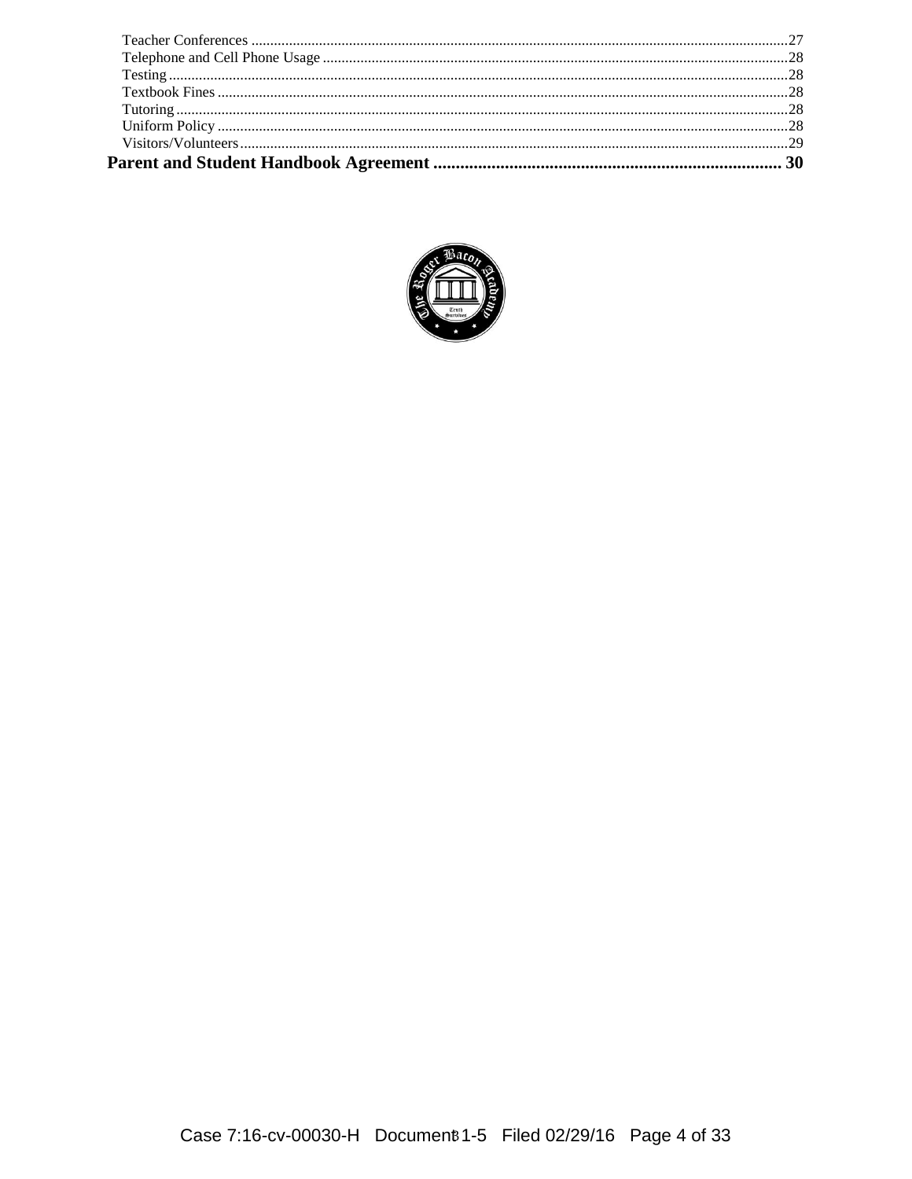Teacher Conferences ....................................................................................................................27
Telephone and Cell Phone Usage ....................................................................................................28
Testing ....................................................................................................................................28
Textbook Fines ..........................................................................................................................28
Tutoring ...................................................................................................................................28
Uniform Policy ...........................................................................................................................28
Visitors/Volunteers ......................................................................................................................29

**Parent and Student Handbook Agreement ................................................................ 30**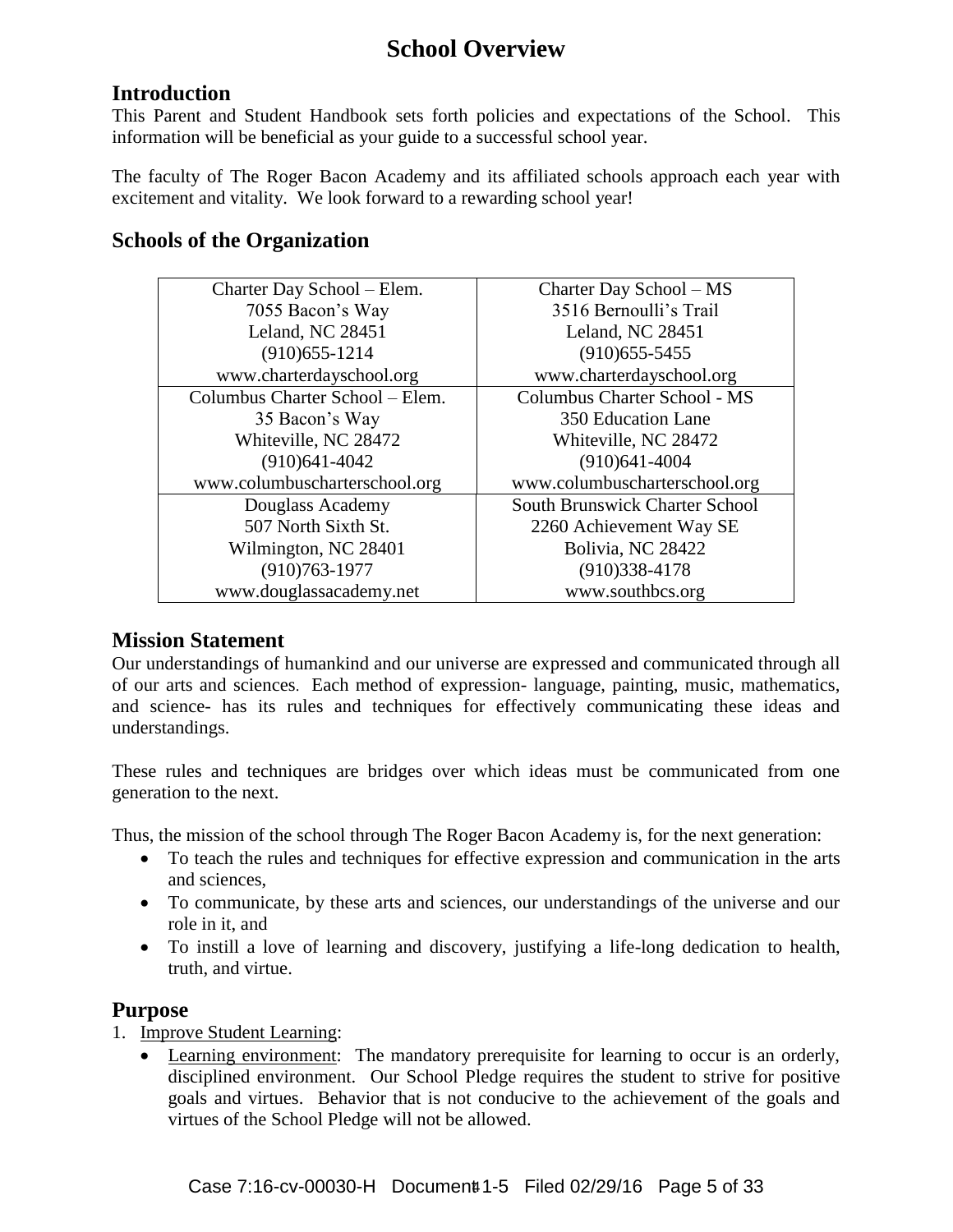# School Overview

## Introduction

This Parent and Student Handbook sets forth policies and expectations of the School. This information will be beneficial as your guide to a successful school year.

The faculty of The Roger Bacon Academy and its affiliated schools approach each year with excitement and vitality. We look forward to a rewarding school year!

## Schools of the Organization

| | |
|---|---|
| Charter Day School – Elem.<br>7055 Bacon's Way<br>Leland, NC 28451<br>(910)655-1214<br>www.charterdayschool.org | Charter Day School – MS<br>3516 Bernoulli's Trail<br>Leland, NC 28451<br>(910)655-5455<br>www.charterdayschool.org |
| Columbus Charter School – Elem.<br>35 Bacon's Way<br>Whiteville, NC 28472<br>(910)641-4042<br>www.columbuscharterschool.org | Columbus Charter School - MS<br>350 Education Lane<br>Whiteville, NC 28472<br>(910)641-4004<br>www.columbuscharterschool.org |
| Douglass Academy<br>507 North Sixth St.<br>Wilmington, NC 28401<br>(910)763-1977<br>www.douglassacademy.net | South Brunswick Charter School<br>2260 Achievement Way SE<br>Bolivia, NC 28422<br>(910)338-4178<br>www.southbcs.org |

## Mission Statement

Our understandings of humankind and our universe are expressed and communicated through all of our arts and sciences. Each method of expression- language, painting, music, mathematics, and science- has its rules and techniques for effectively communicating these ideas and understandings.

These rules and techniques are bridges over which ideas must be communicated from one generation to the next.

Thus, the mission of the school through The Roger Bacon Academy is, for the next generation:

- To teach the rules and techniques for effective expression and communication in the arts and sciences,
- To communicate, by these arts and sciences, our understandings of the universe and our role in it, and
- To instill a love of learning and discovery, justifying a life-long dedication to health, truth, and virtue.

## Purpose

1. Improve Student Learning:
   - Learning environment: The mandatory prerequisite for learning to occur is an orderly, disciplined environment. Our School Pledge requires the student to strive for positive goals and virtues. Behavior that is not conducive to the achievement of the goals and virtues of the School Pledge will not be allowed.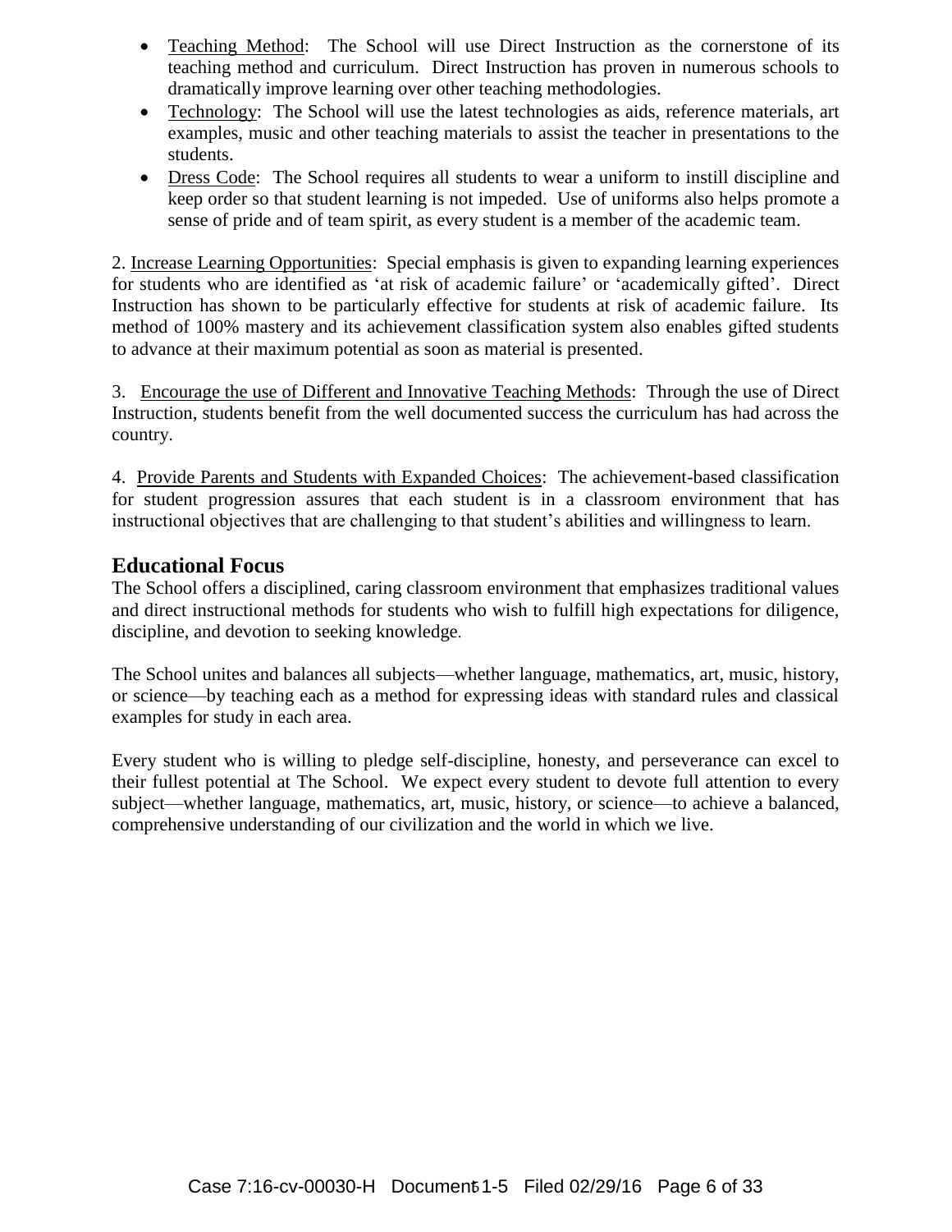- Teaching Method: The School will use Direct Instruction as the cornerstone of its teaching method and curriculum. Direct Instruction has proven in numerous schools to dramatically improve learning over other teaching methodologies.
- Technology: The School will use the latest technologies as aids, reference materials, art examples, music and other teaching materials to assist the teacher in presentations to the students.
- Dress Code: The School requires all students to wear a uniform to instill discipline and keep order so that student learning is not impeded. Use of uniforms also helps promote a sense of pride and of team spirit, as every student is a member of the academic team.

2. Increase Learning Opportunities: Special emphasis is given to expanding learning experiences for students who are identified as 'at risk of academic failure' or 'academically gifted'. Direct Instruction has shown to be particularly effective for students at risk of academic failure. Its method of 100% mastery and its achievement classification system also enables gifted students to advance at their maximum potential as soon as material is presented.

3. Encourage the use of Different and Innovative Teaching Methods: Through the use of Direct Instruction, students benefit from the well documented success the curriculum has had across the country.

4. Provide Parents and Students with Expanded Choices: The achievement-based classification for student progression assures that each student is in a classroom environment that has instructional objectives that are challenging to that student's abilities and willingness to learn.

## Educational Focus

The School offers a disciplined, caring classroom environment that emphasizes traditional values and direct instructional methods for students who wish to fulfill high expectations for diligence, discipline, and devotion to seeking knowledge.

The School unites and balances all subjects—whether language, mathematics, art, music, history, or science—by teaching each as a method for expressing ideas with standard rules and classical examples for study in each area.

Every student who is willing to pledge self-discipline, honesty, and perseverance can excel to their fullest potential at The School. We expect every student to devote full attention to every subject—whether language, mathematics, art, music, history, or science—to achieve a balanced, comprehensive understanding of our civilization and the world in which we live.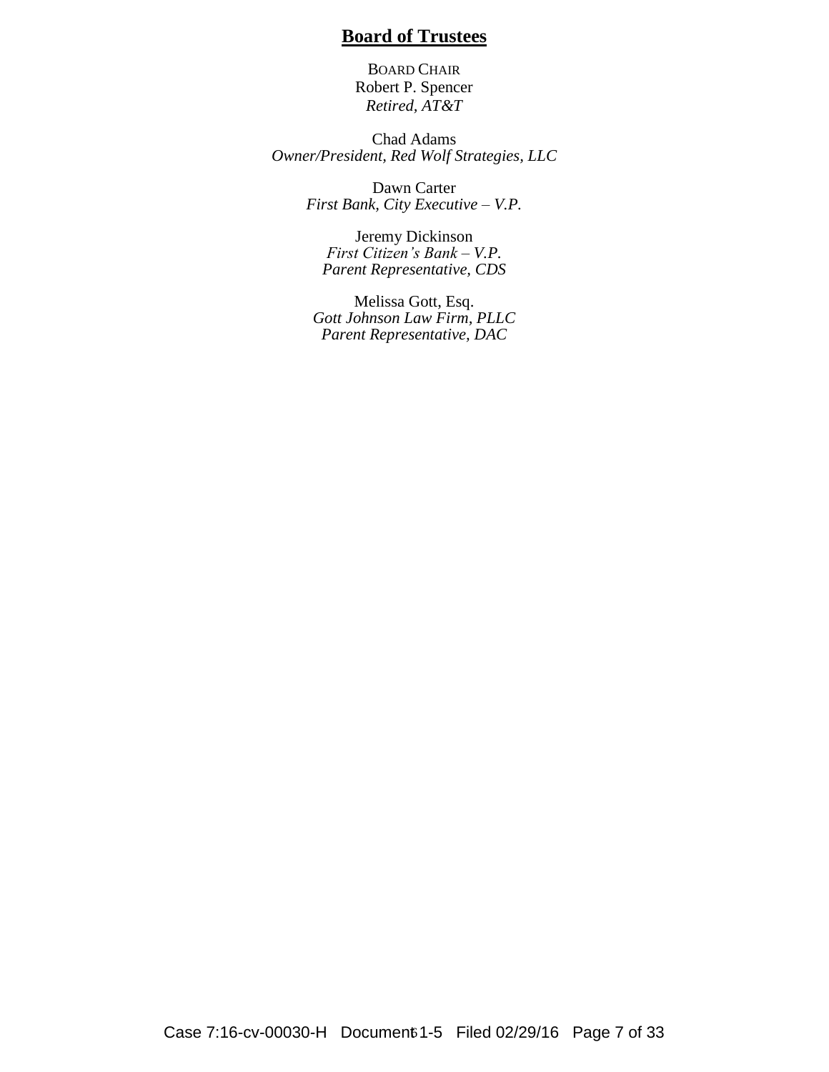# **Board of Trustees**

BOARD CHAIR
Robert P. Spencer
*Retired, AT&T*

Chad Adams
*Owner/President, Red Wolf Strategies, LLC*

Dawn Carter
*First Bank, City Executive – V.P.*

Jeremy Dickinson
*First Citizen's Bank – V.P.*
*Parent Representative, CDS*

Melissa Gott, Esq.
*Gott Johnson Law Firm, PLLC*
*Parent Representative, DAC*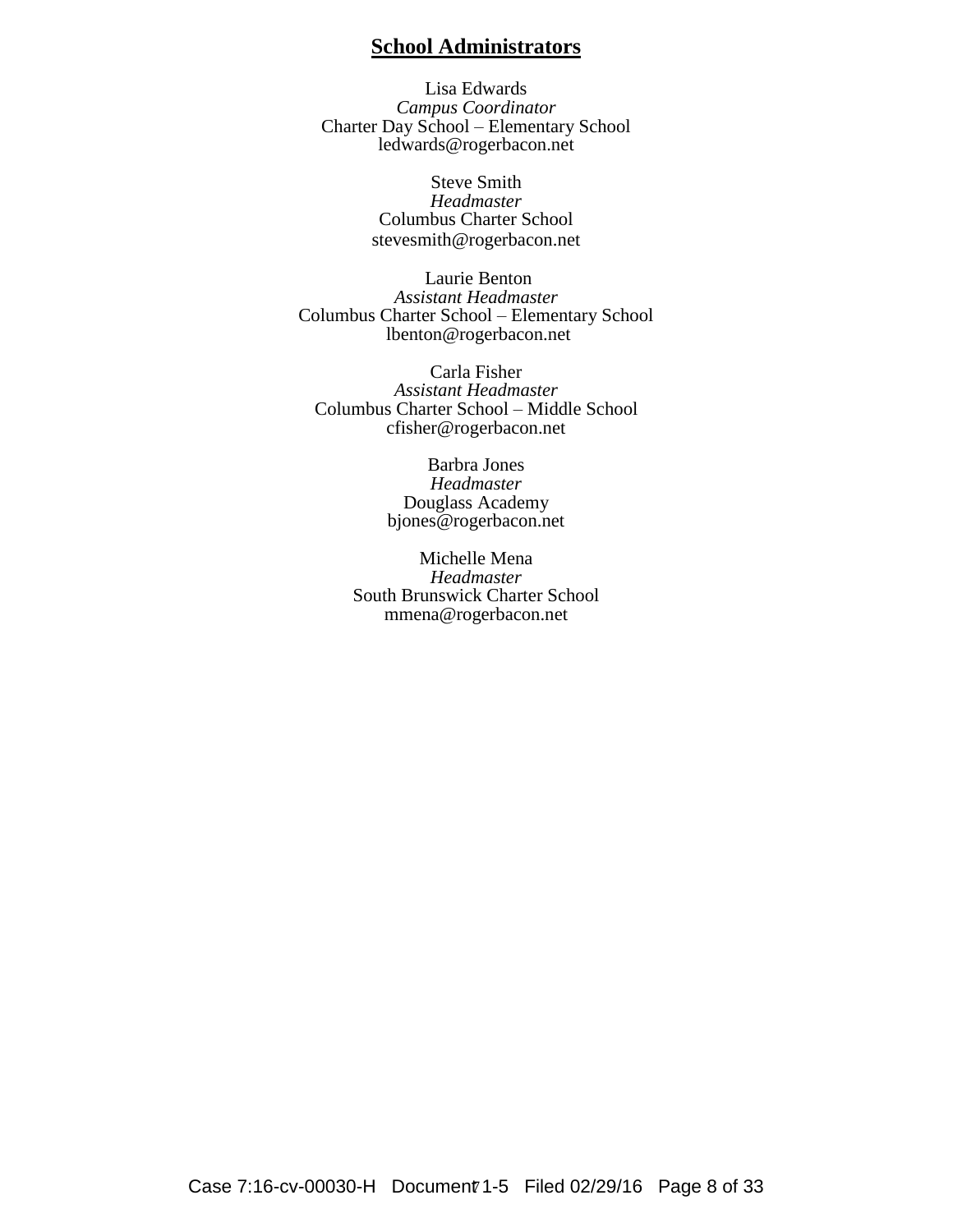## School Administrators

Lisa Edwards
*Campus Coordinator*
Charter Day School – Elementary School
ledwards@rogerbacon.net

Steve Smith
*Headmaster*
Columbus Charter School
stevesmith@rogerbacon.net

Laurie Benton
*Assistant Headmaster*
Columbus Charter School – Elementary School
lbenton@rogerbacon.net

Carla Fisher
*Assistant Headmaster*
Columbus Charter School – Middle School
cfisher@rogerbacon.net

Barbra Jones
*Headmaster*
Douglass Academy
bjones@rogerbacon.net

Michelle Mena
*Headmaster*
South Brunswick Charter School
mmena@rogerbacon.net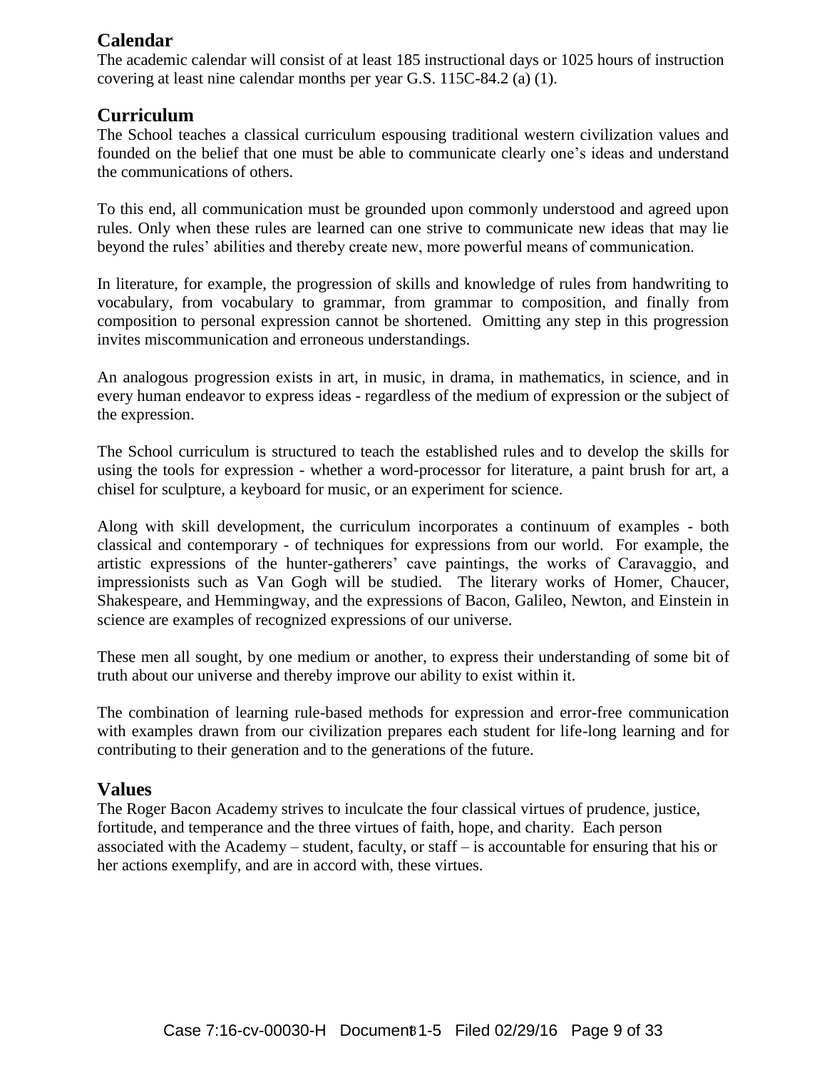## Calendar

The academic calendar will consist of at least 185 instructional days or 1025 hours of instruction covering at least nine calendar months per year G.S. 115C-84.2 (a) (1).

## Curriculum

The School teaches a classical curriculum espousing traditional western civilization values and founded on the belief that one must be able to communicate clearly one's ideas and understand the communications of others.

To this end, all communication must be grounded upon commonly understood and agreed upon rules. Only when these rules are learned can one strive to communicate new ideas that may lie beyond the rules' abilities and thereby create new, more powerful means of communication.

In literature, for example, the progression of skills and knowledge of rules from handwriting to vocabulary, from vocabulary to grammar, from grammar to composition, and finally from composition to personal expression cannot be shortened. Omitting any step in this progression invites miscommunication and erroneous understandings.

An analogous progression exists in art, in music, in drama, in mathematics, in science, and in every human endeavor to express ideas - regardless of the medium of expression or the subject of the expression.

The School curriculum is structured to teach the established rules and to develop the skills for using the tools for expression - whether a word-processor for literature, a paint brush for art, a chisel for sculpture, a keyboard for music, or an experiment for science.

Along with skill development, the curriculum incorporates a continuum of examples - both classical and contemporary - of techniques for expressions from our world. For example, the artistic expressions of the hunter-gatherers' cave paintings, the works of Caravaggio, and impressionists such as Van Gogh will be studied. The literary works of Homer, Chaucer, Shakespeare, and Hemmingway, and the expressions of Bacon, Galileo, Newton, and Einstein in science are examples of recognized expressions of our universe.

These men all sought, by one medium or another, to express their understanding of some bit of truth about our universe and thereby improve our ability to exist within it.

The combination of learning rule-based methods for expression and error-free communication with examples drawn from our civilization prepares each student for life-long learning and for contributing to their generation and to the generations of the future.

## Values

The Roger Bacon Academy strives to inculcate the four classical virtues of prudence, justice, fortitude, and temperance and the three virtues of faith, hope, and charity. Each person associated with the Academy – student, faculty, or staff – is accountable for ensuring that his or her actions exemplify, and are in accord with, these virtues.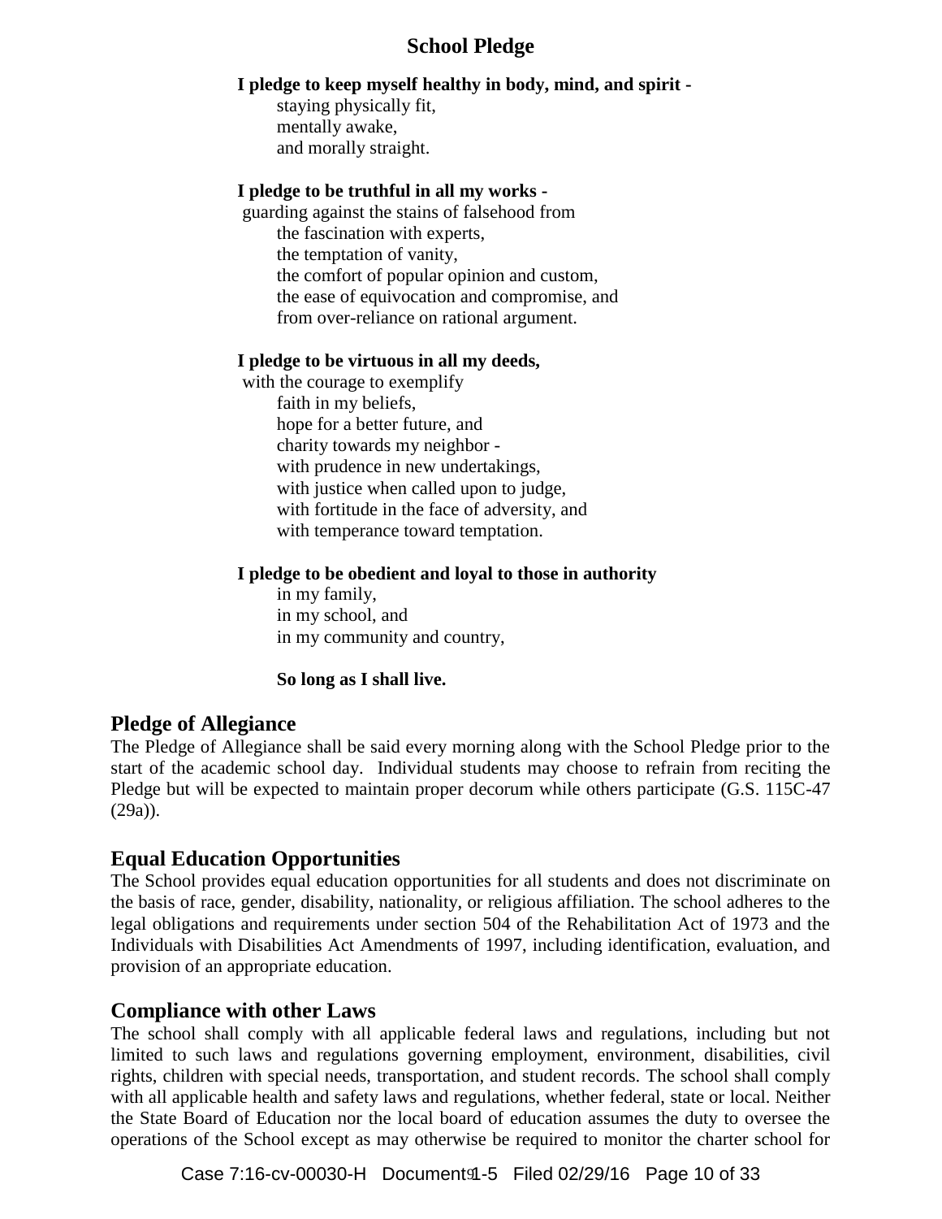## School Pledge

**I pledge to keep myself healthy in body, mind, and spirit -**
staying physically fit,
mentally awake,
and morally straight.

**I pledge to be truthful in all my works -**
guarding against the stains of falsehood from
the fascination with experts,
the temptation of vanity,
the comfort of popular opinion and custom,
the ease of equivocation and compromise, and
from over-reliance on rational argument.

**I pledge to be virtuous in all my deeds,**
with the courage to exemplify
faith in my beliefs,
hope for a better future, and
charity towards my neighbor -
with prudence in new undertakings,
with justice when called upon to judge,
with fortitude in the face of adversity, and
with temperance toward temptation.

**I pledge to be obedient and loyal to those in authority**
in my family,
in my school, and
in my community and country,

**So long as I shall live.**

## Pledge of Allegiance

The Pledge of Allegiance shall be said every morning along with the School Pledge prior to the start of the academic school day. Individual students may choose to refrain from reciting the Pledge but will be expected to maintain proper decorum while others participate (G.S. 115C-47 (29a)).

## Equal Education Opportunities

The School provides equal education opportunities for all students and does not discriminate on the basis of race, gender, disability, nationality, or religious affiliation. The school adheres to the legal obligations and requirements under section 504 of the Rehabilitation Act of 1973 and the Individuals with Disabilities Act Amendments of 1997, including identification, evaluation, and provision of an appropriate education.

## Compliance with other Laws

The school shall comply with all applicable federal laws and regulations, including but not limited to such laws and regulations governing employment, environment, disabilities, civil rights, children with special needs, transportation, and student records. The school shall comply with all applicable health and safety laws and regulations, whether federal, state or local. Neither the State Board of Education nor the local board of education assumes the duty to oversee the operations of the School except as may otherwise be required to monitor the charter school for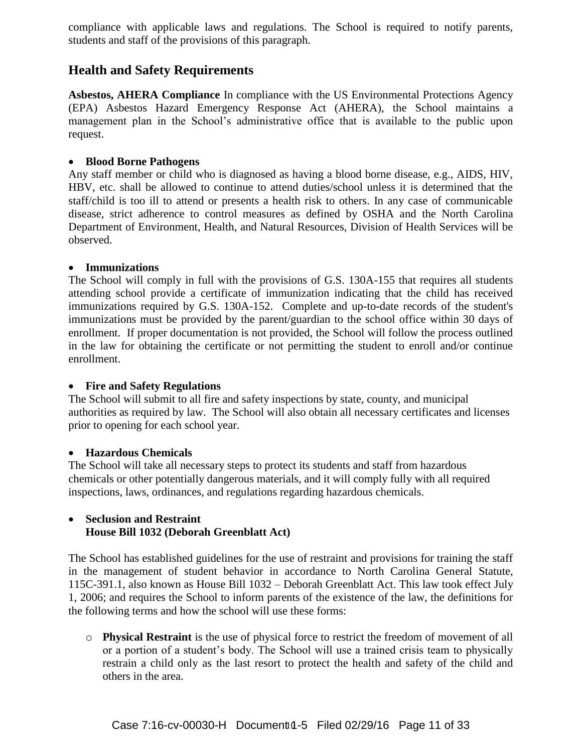compliance with applicable laws and regulations. The School is required to notify parents, students and staff of the provisions of this paragraph.

## Health and Safety Requirements

**Asbestos, AHERA Compliance** In compliance with the US Environmental Protections Agency (EPA) Asbestos Hazard Emergency Response Act (AHERA), the School maintains a management plan in the School's administrative office that is available to the public upon request.

- **Blood Borne Pathogens**

Any staff member or child who is diagnosed as having a blood borne disease, e.g., AIDS, HIV, HBV, etc. shall be allowed to continue to attend duties/school unless it is determined that the staff/child is too ill to attend or presents a health risk to others. In any case of communicable disease, strict adherence to control measures as defined by OSHA and the North Carolina Department of Environment, Health, and Natural Resources, Division of Health Services will be observed.

- **Immunizations**

The School will comply in full with the provisions of G.S. 130A-155 that requires all students attending school provide a certificate of immunization indicating that the child has received immunizations required by G.S. 130A-152. Complete and up-to-date records of the student's immunizations must be provided by the parent/guardian to the school office within 30 days of enrollment. If proper documentation is not provided, the School will follow the process outlined in the law for obtaining the certificate or not permitting the student to enroll and/or continue enrollment.

- **Fire and Safety Regulations**

The School will submit to all fire and safety inspections by state, county, and municipal authorities as required by law. The School will also obtain all necessary certificates and licenses prior to opening for each school year.

- **Hazardous Chemicals**

The School will take all necessary steps to protect its students and staff from hazardous chemicals or other potentially dangerous materials, and it will comply fully with all required inspections, laws, ordinances, and regulations regarding hazardous chemicals.

- **Seclusion and Restraint**
  **House Bill 1032 (Deborah Greenblatt Act)**

The School has established guidelines for the use of restraint and provisions for training the staff in the management of student behavior in accordance to North Carolina General Statute, 115C-391.1, also known as House Bill 1032 – Deborah Greenblatt Act. This law took effect July 1, 2006; and requires the School to inform parents of the existence of the law, the definitions for the following terms and how the school will use these forms:

- **Physical Restraint** is the use of physical force to restrict the freedom of movement of all or a portion of a student's body. The School will use a trained crisis team to physically restrain a child only as the last resort to protect the health and safety of the child and others in the area.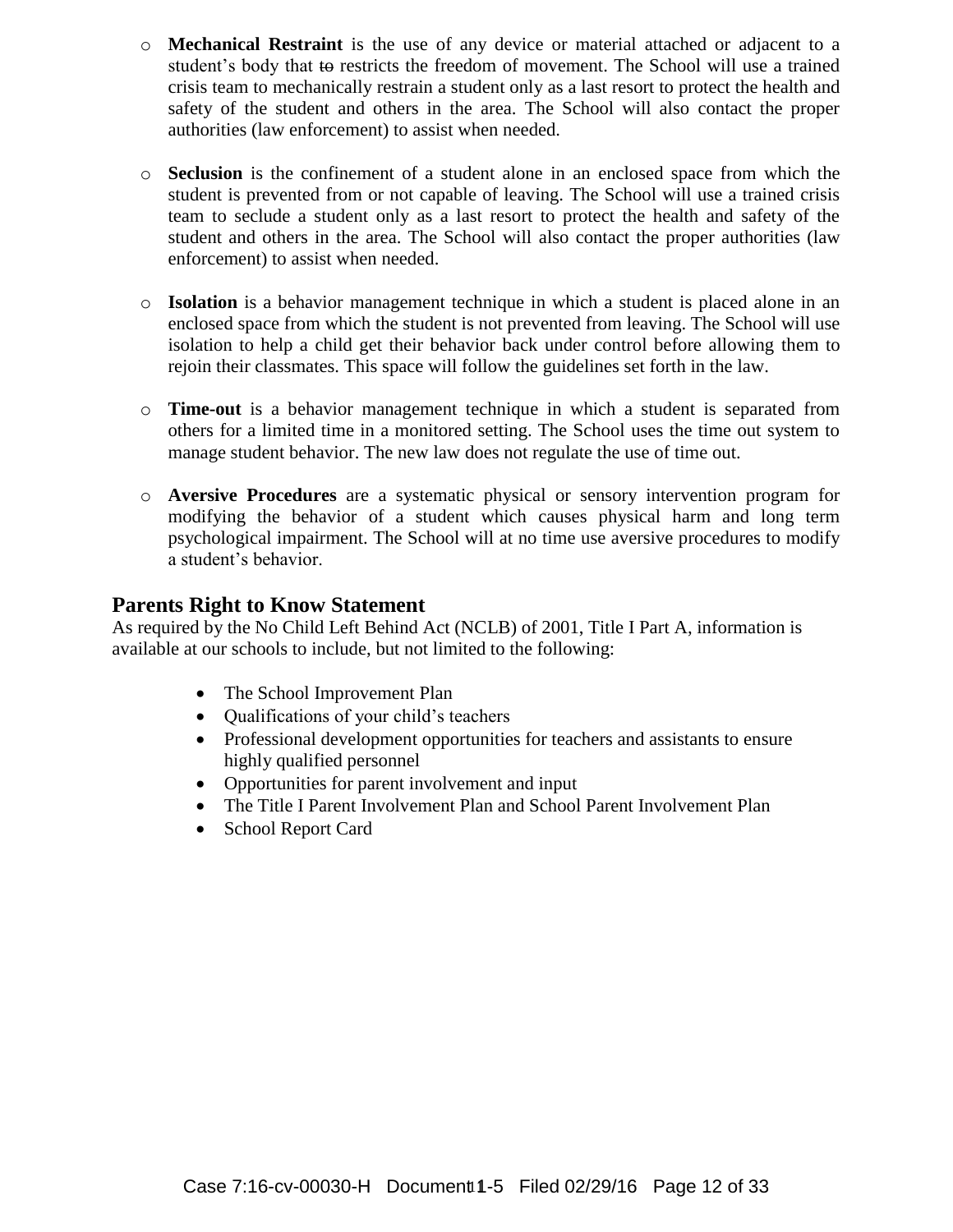- **Mechanical Restraint** is the use of any device or material attached or adjacent to a student's body that ~~to~~ restricts the freedom of movement. The School will use a trained crisis team to mechanically restrain a student only as a last resort to protect the health and safety of the student and others in the area. The School will also contact the proper authorities (law enforcement) to assist when needed.

- **Seclusion** is the confinement of a student alone in an enclosed space from which the student is prevented from or not capable of leaving. The School will use a trained crisis team to seclude a student only as a last resort to protect the health and safety of the student and others in the area. The School will also contact the proper authorities (law enforcement) to assist when needed.

- **Isolation** is a behavior management technique in which a student is placed alone in an enclosed space from which the student is not prevented from leaving. The School will use isolation to help a child get their behavior back under control before allowing them to rejoin their classmates. This space will follow the guidelines set forth in the law.

- **Time-out** is a behavior management technique in which a student is separated from others for a limited time in a monitored setting. The School uses the time out system to manage student behavior. The new law does not regulate the use of time out.

- **Aversive Procedures** are a systematic physical or sensory intervention program for modifying the behavior of a student which causes physical harm and long term psychological impairment. The School will at no time use aversive procedures to modify a student's behavior.

## Parents Right to Know Statement

As required by the No Child Left Behind Act (NCLB) of 2001, Title I Part A, information is available at our schools to include, but not limited to the following:

- The School Improvement Plan
- Qualifications of your child's teachers
- Professional development opportunities for teachers and assistants to ensure highly qualified personnel
- Opportunities for parent involvement and input
- The Title I Parent Involvement Plan and School Parent Involvement Plan
- School Report Card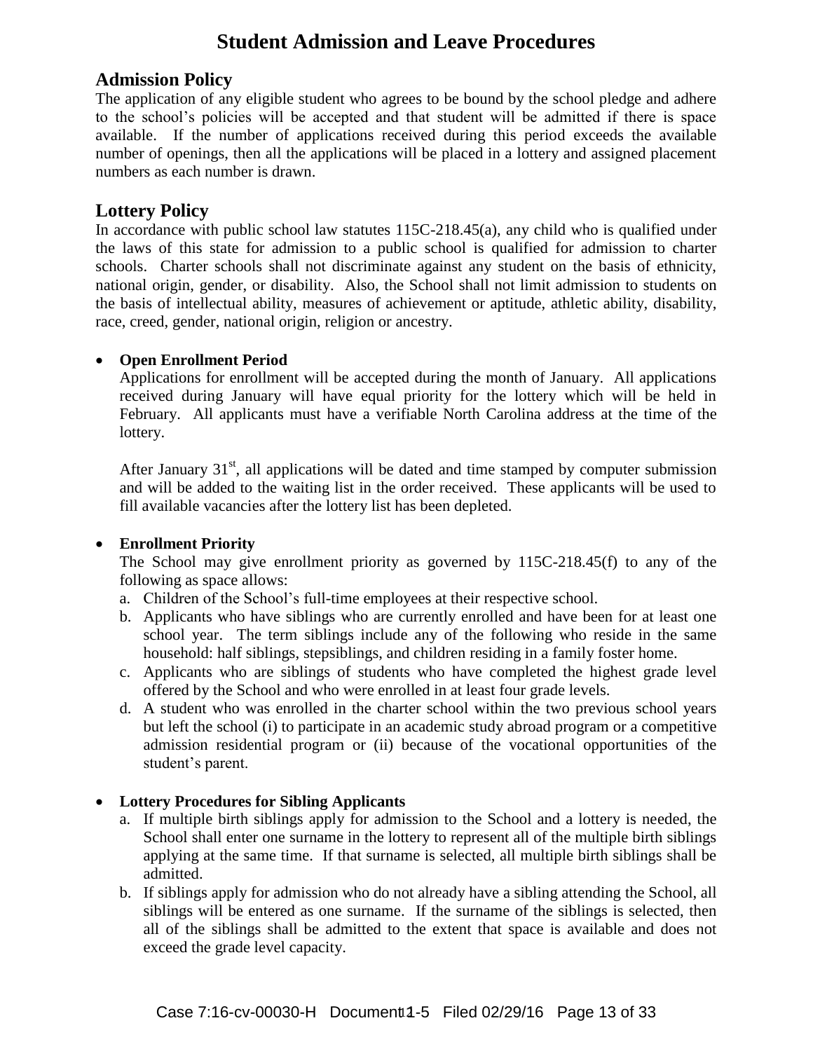# Student Admission and Leave Procedures

## Admission Policy

The application of any eligible student who agrees to be bound by the school pledge and adhere to the school's policies will be accepted and that student will be admitted if there is space available. If the number of applications received during this period exceeds the available number of openings, then all the applications will be placed in a lottery and assigned placement numbers as each number is drawn.

## Lottery Policy

In accordance with public school law statutes 115C-218.45(a), any child who is qualified under the laws of this state for admission to a public school is qualified for admission to charter schools. Charter schools shall not discriminate against any student on the basis of ethnicity, national origin, gender, or disability. Also, the School shall not limit admission to students on the basis of intellectual ability, measures of achievement or aptitude, athletic ability, disability, race, creed, gender, national origin, religion or ancestry.

- **Open Enrollment Period**

  Applications for enrollment will be accepted during the month of January. All applications received during January will have equal priority for the lottery which will be held in February. All applicants must have a verifiable North Carolina address at the time of the lottery.

  After January 31st, all applications will be dated and time stamped by computer submission and will be added to the waiting list in the order received. These applicants will be used to fill available vacancies after the lottery list has been depleted.

- **Enrollment Priority**

  The School may give enrollment priority as governed by 115C-218.45(f) to any of the following as space allows:

  a. Children of the School's full-time employees at their respective school.
  b. Applicants who have siblings who are currently enrolled and have been for at least one school year. The term siblings include any of the following who reside in the same household: half siblings, stepsiblings, and children residing in a family foster home.
  c. Applicants who are siblings of students who have completed the highest grade level offered by the School and who were enrolled in at least four grade levels.
  d. A student who was enrolled in the charter school within the two previous school years but left the school (i) to participate in an academic study abroad program or a competitive admission residential program or (ii) because of the vocational opportunities of the student's parent.

- **Lottery Procedures for Sibling Applicants**

  a. If multiple birth siblings apply for admission to the School and a lottery is needed, the School shall enter one surname in the lottery to represent all of the multiple birth siblings applying at the same time. If that surname is selected, all multiple birth siblings shall be admitted.
  b. If siblings apply for admission who do not already have a sibling attending the School, all siblings will be entered as one surname. If the surname of the siblings is selected, then all of the siblings shall be admitted to the extent that space is available and does not exceed the grade level capacity.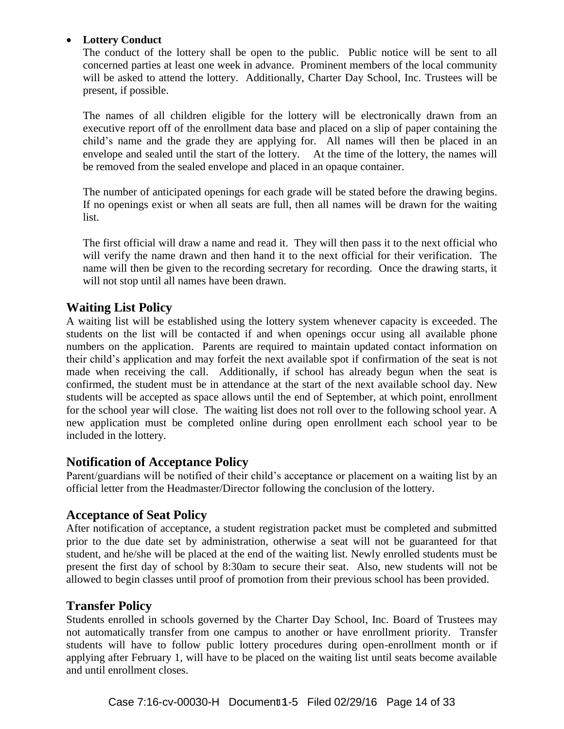- **Lottery Conduct**

  The conduct of the lottery shall be open to the public. Public notice will be sent to all concerned parties at least one week in advance. Prominent members of the local community will be asked to attend the lottery. Additionally, Charter Day School, Inc. Trustees will be present, if possible.

  The names of all children eligible for the lottery will be electronically drawn from an executive report off of the enrollment data base and placed on a slip of paper containing the child's name and the grade they are applying for. All names will then be placed in an envelope and sealed until the start of the lottery. At the time of the lottery, the names will be removed from the sealed envelope and placed in an opaque container.

  The number of anticipated openings for each grade will be stated before the drawing begins. If no openings exist or when all seats are full, then all names will be drawn for the waiting list.

  The first official will draw a name and read it. They will then pass it to the next official who will verify the name drawn and then hand it to the next official for their verification. The name will then be given to the recording secretary for recording. Once the drawing starts, it will not stop until all names have been drawn.

## Waiting List Policy

A waiting list will be established using the lottery system whenever capacity is exceeded. The students on the list will be contacted if and when openings occur using all available phone numbers on the application. Parents are required to maintain updated contact information on their child's application and may forfeit the next available spot if confirmation of the seat is not made when receiving the call. Additionally, if school has already begun when the seat is confirmed, the student must be in attendance at the start of the next available school day. New students will be accepted as space allows until the end of September, at which point, enrollment for the school year will close. The waiting list does not roll over to the following school year. A new application must be completed online during open enrollment each school year to be included in the lottery.

## Notification of Acceptance Policy

Parent/guardians will be notified of their child's acceptance or placement on a waiting list by an official letter from the Headmaster/Director following the conclusion of the lottery.

## Acceptance of Seat Policy

After notification of acceptance, a student registration packet must be completed and submitted prior to the due date set by administration, otherwise a seat will not be guaranteed for that student, and he/she will be placed at the end of the waiting list. Newly enrolled students must be present the first day of school by 8:30am to secure their seat. Also, new students will not be allowed to begin classes until proof of promotion from their previous school has been provided.

## Transfer Policy

Students enrolled in schools governed by the Charter Day School, Inc. Board of Trustees may not automatically transfer from one campus to another or have enrollment priority. Transfer students will have to follow public lottery procedures during open-enrollment month or if applying after February 1, will have to be placed on the waiting list until seats become available and until enrollment closes.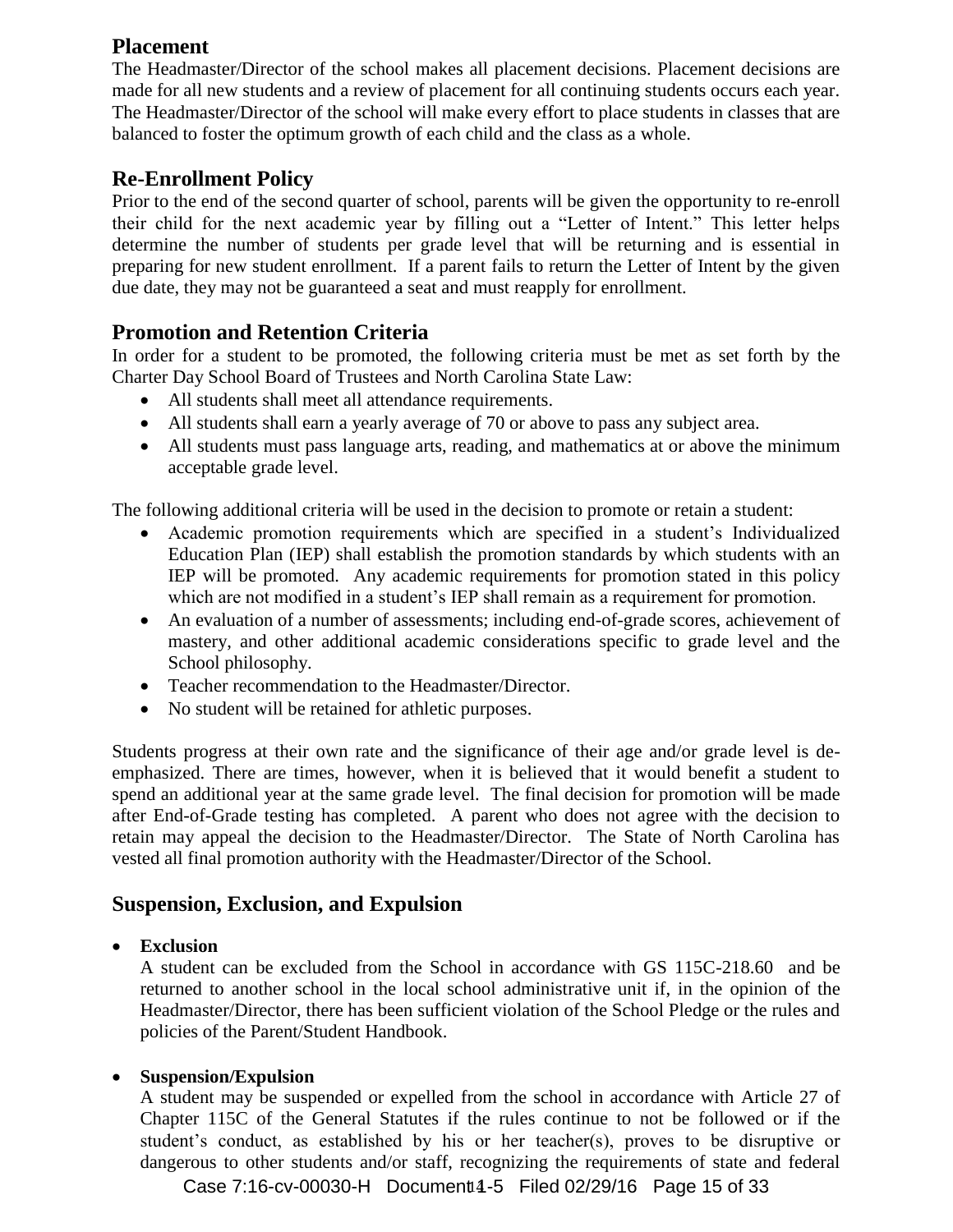## Placement

The Headmaster/Director of the school makes all placement decisions. Placement decisions are made for all new students and a review of placement for all continuing students occurs each year. The Headmaster/Director of the school will make every effort to place students in classes that are balanced to foster the optimum growth of each child and the class as a whole.

## Re-Enrollment Policy

Prior to the end of the second quarter of school, parents will be given the opportunity to re-enroll their child for the next academic year by filling out a "Letter of Intent." This letter helps determine the number of students per grade level that will be returning and is essential in preparing for new student enrollment. If a parent fails to return the Letter of Intent by the given due date, they may not be guaranteed a seat and must reapply for enrollment.

## Promotion and Retention Criteria

In order for a student to be promoted, the following criteria must be met as set forth by the Charter Day School Board of Trustees and North Carolina State Law:

- All students shall meet all attendance requirements.
- All students shall earn a yearly average of 70 or above to pass any subject area.
- All students must pass language arts, reading, and mathematics at or above the minimum acceptable grade level.

The following additional criteria will be used in the decision to promote or retain a student:

- Academic promotion requirements which are specified in a student's Individualized Education Plan (IEP) shall establish the promotion standards by which students with an IEP will be promoted. Any academic requirements for promotion stated in this policy which are not modified in a student's IEP shall remain as a requirement for promotion.
- An evaluation of a number of assessments; including end-of-grade scores, achievement of mastery, and other additional academic considerations specific to grade level and the School philosophy.
- Teacher recommendation to the Headmaster/Director.
- No student will be retained for athletic purposes.

Students progress at their own rate and the significance of their age and/or grade level is de-emphasized. There are times, however, when it is believed that it would benefit a student to spend an additional year at the same grade level. The final decision for promotion will be made after End-of-Grade testing has completed. A parent who does not agree with the decision to retain may appeal the decision to the Headmaster/Director. The State of North Carolina has vested all final promotion authority with the Headmaster/Director of the School.

## Suspension, Exclusion, and Expulsion

- **Exclusion**

  A student can be excluded from the School in accordance with GS 115C-218.60 and be returned to another school in the local school administrative unit if, in the opinion of the Headmaster/Director, there has been sufficient violation of the School Pledge or the rules and policies of the Parent/Student Handbook.

- **Suspension/Expulsion**

  A student may be suspended or expelled from the school in accordance with Article 27 of Chapter 115C of the General Statutes if the rules continue to not be followed or if the student's conduct, as established by his or her teacher(s), proves to be disruptive or dangerous to other students and/or staff, recognizing the requirements of state and federal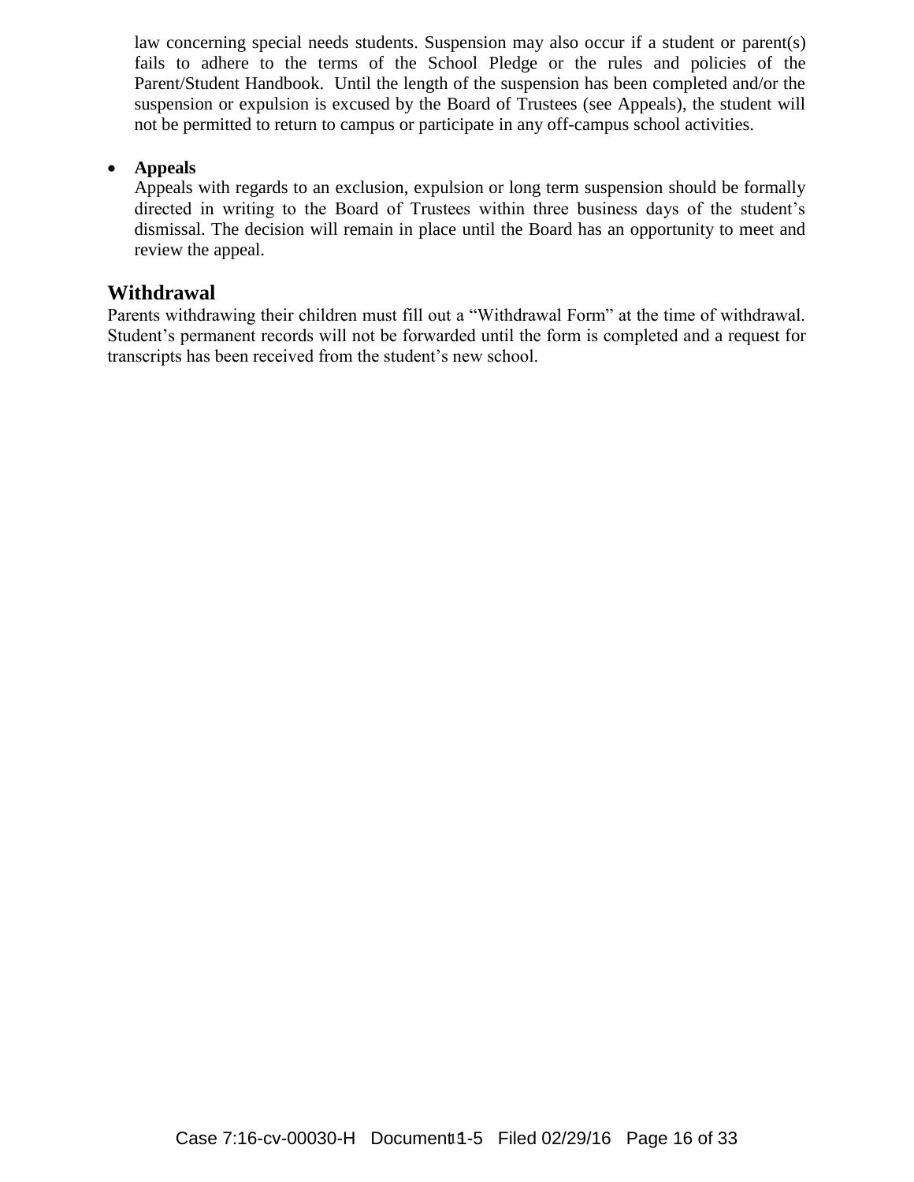law concerning special needs students. Suspension may also occur if a student or parent(s) fails to adhere to the terms of the School Pledge or the rules and policies of the Parent/Student Handbook. Until the length of the suspension has been completed and/or the suspension or expulsion is excused by the Board of Trustees (see Appeals), the student will not be permitted to return to campus or participate in any off-campus school activities.

- **Appeals**
  Appeals with regards to an exclusion, expulsion or long term suspension should be formally directed in writing to the Board of Trustees within three business days of the student's dismissal. The decision will remain in place until the Board has an opportunity to meet and review the appeal.

## Withdrawal

Parents withdrawing their children must fill out a "Withdrawal Form" at the time of withdrawal. Student's permanent records will not be forwarded until the form is completed and a request for transcripts has been received from the student's new school.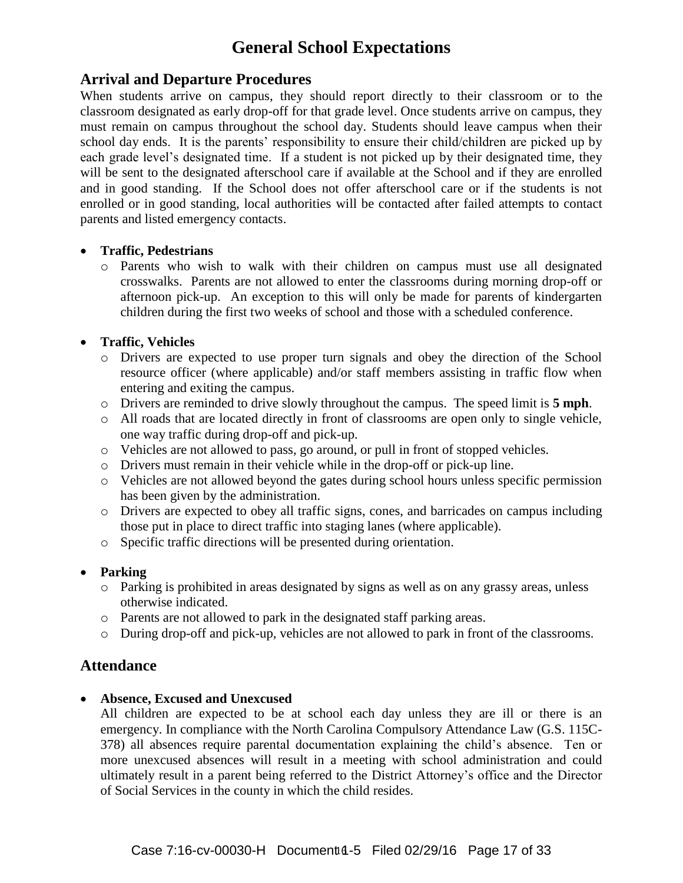# General School Expectations

## Arrival and Departure Procedures

When students arrive on campus, they should report directly to their classroom or to the classroom designated as early drop-off for that grade level. Once students arrive on campus, they must remain on campus throughout the school day. Students should leave campus when their school day ends. It is the parents' responsibility to ensure their child/children are picked up by each grade level's designated time. If a student is not picked up by their designated time, they will be sent to the designated afterschool care if available at the School and if they are enrolled and in good standing. If the School does not offer afterschool care or if the students is not enrolled or in good standing, local authorities will be contacted after failed attempts to contact parents and listed emergency contacts.

- **Traffic, Pedestrians**
  - Parents who wish to walk with their children on campus must use all designated crosswalks. Parents are not allowed to enter the classrooms during morning drop-off or afternoon pick-up. An exception to this will only be made for parents of kindergarten children during the first two weeks of school and those with a scheduled conference.

- **Traffic, Vehicles**
  - Drivers are expected to use proper turn signals and obey the direction of the School resource officer (where applicable) and/or staff members assisting in traffic flow when entering and exiting the campus.
  - Drivers are reminded to drive slowly throughout the campus. The speed limit is **5 mph**.
  - All roads that are located directly in front of classrooms are open only to single vehicle, one way traffic during drop-off and pick-up.
  - Vehicles are not allowed to pass, go around, or pull in front of stopped vehicles.
  - Drivers must remain in their vehicle while in the drop-off or pick-up line.
  - Vehicles are not allowed beyond the gates during school hours unless specific permission has been given by the administration.
  - Drivers are expected to obey all traffic signs, cones, and barricades on campus including those put in place to direct traffic into staging lanes (where applicable).
  - Specific traffic directions will be presented during orientation.

- **Parking**
  - Parking is prohibited in areas designated by signs as well as on any grassy areas, unless otherwise indicated.
  - Parents are not allowed to park in the designated staff parking areas.
  - During drop-off and pick-up, vehicles are not allowed to park in front of the classrooms.

## Attendance

- **Absence, Excused and Unexcused**

  All children are expected to be at school each day unless they are ill or there is an emergency. In compliance with the North Carolina Compulsory Attendance Law (G.S. 115C-378) all absences require parental documentation explaining the child's absence. Ten or more unexcused absences will result in a meeting with school administration and could ultimately result in a parent being referred to the District Attorney's office and the Director of Social Services in the county in which the child resides.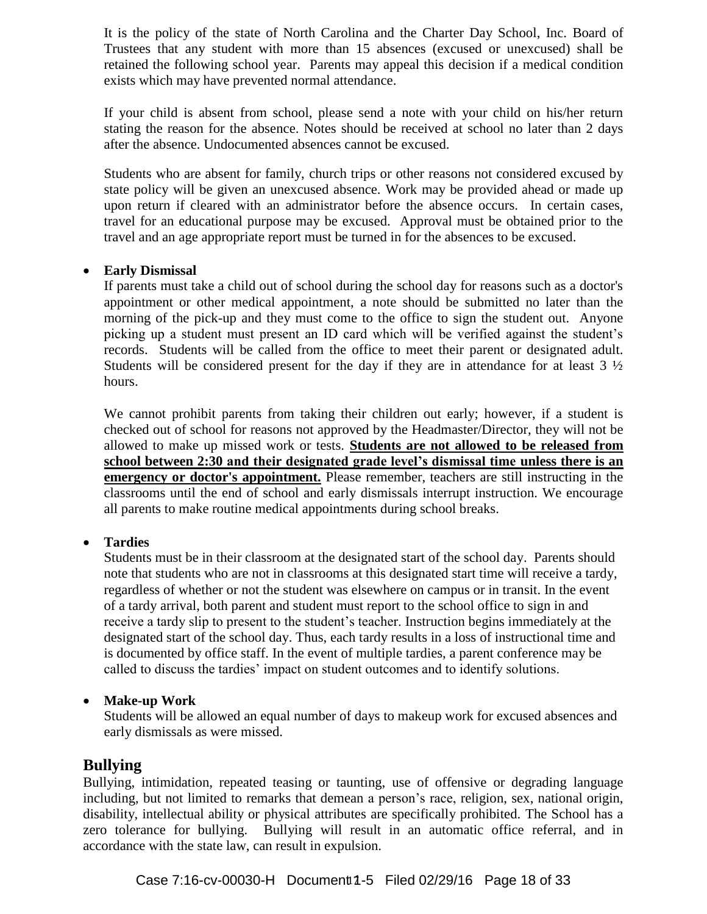It is the policy of the state of North Carolina and the Charter Day School, Inc. Board of Trustees that any student with more than 15 absences (excused or unexcused) shall be retained the following school year. Parents may appeal this decision if a medical condition exists which may have prevented normal attendance.

If your child is absent from school, please send a note with your child on his/her return stating the reason for the absence. Notes should be received at school no later than 2 days after the absence. Undocumented absences cannot be excused.

Students who are absent for family, church trips or other reasons not considered excused by state policy will be given an unexcused absence. Work may be provided ahead or made up upon return if cleared with an administrator before the absence occurs. In certain cases, travel for an educational purpose may be excused. Approval must be obtained prior to the travel and an age appropriate report must be turned in for the absences to be excused.

- **Early Dismissal**

  If parents must take a child out of school during the school day for reasons such as a doctor's appointment or other medical appointment, a note should be submitted no later than the morning of the pick-up and they must come to the office to sign the student out. Anyone picking up a student must present an ID card which will be verified against the student's records. Students will be called from the office to meet their parent or designated adult. Students will be considered present for the day if they are in attendance for at least 3 ½ hours.

  We cannot prohibit parents from taking their children out early; however, if a student is checked out of school for reasons not approved by the Headmaster/Director, they will not be allowed to make up missed work or tests. **Students are not allowed to be released from school between 2:30 and their designated grade level's dismissal time unless there is an emergency or doctor's appointment.** Please remember, teachers are still instructing in the classrooms until the end of school and early dismissals interrupt instruction. We encourage all parents to make routine medical appointments during school breaks.

- **Tardies**

  Students must be in their classroom at the designated start of the school day. Parents should note that students who are not in classrooms at this designated start time will receive a tardy, regardless of whether or not the student was elsewhere on campus or in transit. In the event of a tardy arrival, both parent and student must report to the school office to sign in and receive a tardy slip to present to the student's teacher. Instruction begins immediately at the designated start of the school day. Thus, each tardy results in a loss of instructional time and is documented by office staff. In the event of multiple tardies, a parent conference may be called to discuss the tardies' impact on student outcomes and to identify solutions.

- **Make-up Work**

  Students will be allowed an equal number of days to makeup work for excused absences and early dismissals as were missed.

## Bullying

Bullying, intimidation, repeated teasing or taunting, use of offensive or degrading language including, but not limited to remarks that demean a person's race, religion, sex, national origin, disability, intellectual ability or physical attributes are specifically prohibited. The School has a zero tolerance for bullying. Bullying will result in an automatic office referral, and in accordance with the state law, can result in expulsion.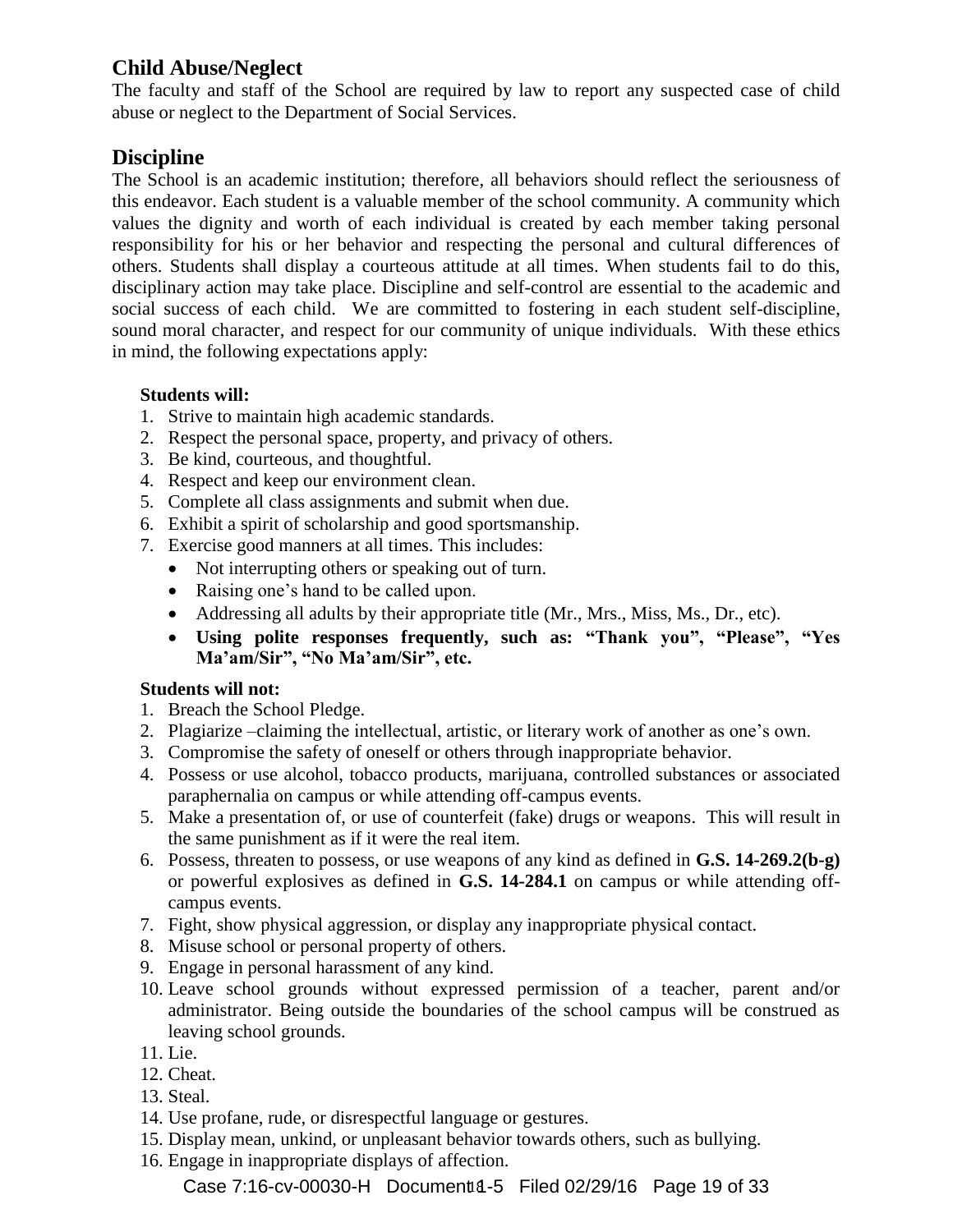## Child Abuse/Neglect

The faculty and staff of the School are required by law to report any suspected case of child abuse or neglect to the Department of Social Services.

## Discipline

The School is an academic institution; therefore, all behaviors should reflect the seriousness of this endeavor. Each student is a valuable member of the school community. A community which values the dignity and worth of each individual is created by each member taking personal responsibility for his or her behavior and respecting the personal and cultural differences of others. Students shall display a courteous attitude at all times. When students fail to do this, disciplinary action may take place. Discipline and self-control are essential to the academic and social success of each child. We are committed to fostering in each student self-discipline, sound moral character, and respect for our community of unique individuals. With these ethics in mind, the following expectations apply:

**Students will:**

1. Strive to maintain high academic standards.
2. Respect the personal space, property, and privacy of others.
3. Be kind, courteous, and thoughtful.
4. Respect and keep our environment clean.
5. Complete all class assignments and submit when due.
6. Exhibit a spirit of scholarship and good sportsmanship.
7. Exercise good manners at all times. This includes:
   - Not interrupting others or speaking out of turn.
   - Raising one's hand to be called upon.
   - Addressing all adults by their appropriate title (Mr., Mrs., Miss, Ms., Dr., etc).
   - **Using polite responses frequently, such as: "Thank you", "Please", "Yes Ma'am/Sir", "No Ma'am/Sir", etc.**

**Students will not:**

1. Breach the School Pledge.
2. Plagiarize –claiming the intellectual, artistic, or literary work of another as one's own.
3. Compromise the safety of oneself or others through inappropriate behavior.
4. Possess or use alcohol, tobacco products, marijuana, controlled substances or associated paraphernalia on campus or while attending off-campus events.
5. Make a presentation of, or use of counterfeit (fake) drugs or weapons. This will result in the same punishment as if it were the real item.
6. Possess, threaten to possess, or use weapons of any kind as defined in **G.S. 14-269.2(b-g)** or powerful explosives as defined in **G.S. 14-284.1** on campus or while attending off-campus events.
7. Fight, show physical aggression, or display any inappropriate physical contact.
8. Misuse school or personal property of others.
9. Engage in personal harassment of any kind.
10. Leave school grounds without expressed permission of a teacher, parent and/or administrator. Being outside the boundaries of the school campus will be construed as leaving school grounds.
11. Lie.
12. Cheat.
13. Steal.
14. Use profane, rude, or disrespectful language or gestures.
15. Display mean, unkind, or unpleasant behavior towards others, such as bullying.
16. Engage in inappropriate displays of affection.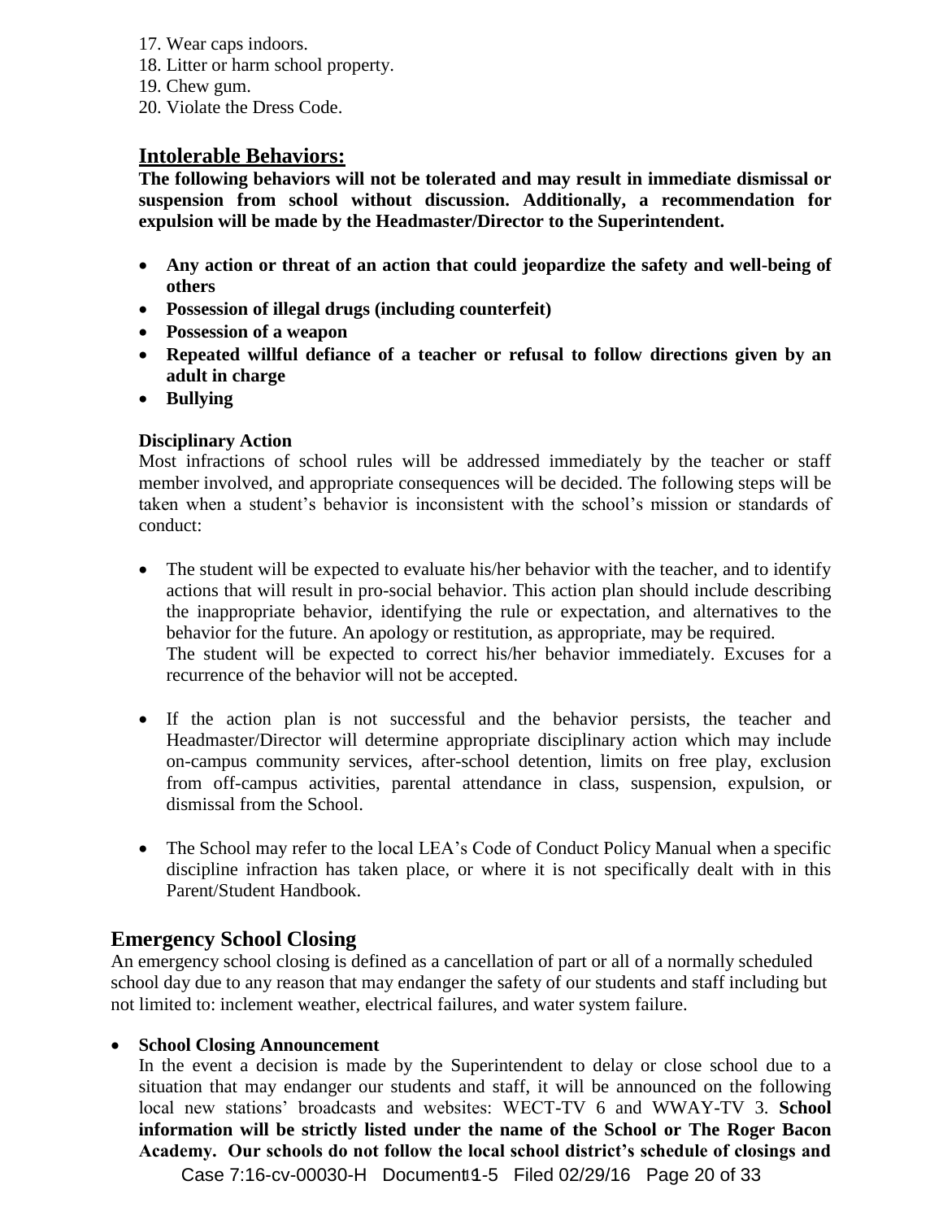17. Wear caps indoors.
18. Litter or harm school property.
19. Chew gum.
20. Violate the Dress Code.

## Intolerable Behaviors:

**The following behaviors will not be tolerated and may result in immediate dismissal or suspension from school without discussion. Additionally, a recommendation for expulsion will be made by the Headmaster/Director to the Superintendent.**

- **Any action or threat of an action that could jeopardize the safety and well-being of others**
- **Possession of illegal drugs (including counterfeit)**
- **Possession of a weapon**
- **Repeated willful defiance of a teacher or refusal to follow directions given by an adult in charge**
- **Bullying**

**Disciplinary Action**

Most infractions of school rules will be addressed immediately by the teacher or staff member involved, and appropriate consequences will be decided. The following steps will be taken when a student's behavior is inconsistent with the school's mission or standards of conduct:

- The student will be expected to evaluate his/her behavior with the teacher, and to identify actions that will result in pro-social behavior. This action plan should include describing the inappropriate behavior, identifying the rule or expectation, and alternatives to the behavior for the future. An apology or restitution, as appropriate, may be required.
  The student will be expected to correct his/her behavior immediately. Excuses for a recurrence of the behavior will not be accepted.

- If the action plan is not successful and the behavior persists, the teacher and Headmaster/Director will determine appropriate disciplinary action which may include on-campus community services, after-school detention, limits on free play, exclusion from off-campus activities, parental attendance in class, suspension, expulsion, or dismissal from the School.

- The School may refer to the local LEA's Code of Conduct Policy Manual when a specific discipline infraction has taken place, or where it is not specifically dealt with in this Parent/Student Handbook.

## Emergency School Closing

An emergency school closing is defined as a cancellation of part or all of a normally scheduled school day due to any reason that may endanger the safety of our students and staff including but not limited to: inclement weather, electrical failures, and water system failure.

- **School Closing Announcement**

  In the event a decision is made by the Superintendent to delay or close school due to a situation that may endanger our students and staff, it will be announced on the following local new stations' broadcasts and websites: WECT-TV 6 and WWAY-TV 3. **School information will be strictly listed under the name of the School or The Roger Bacon Academy. Our schools do not follow the local school district's schedule of closings and**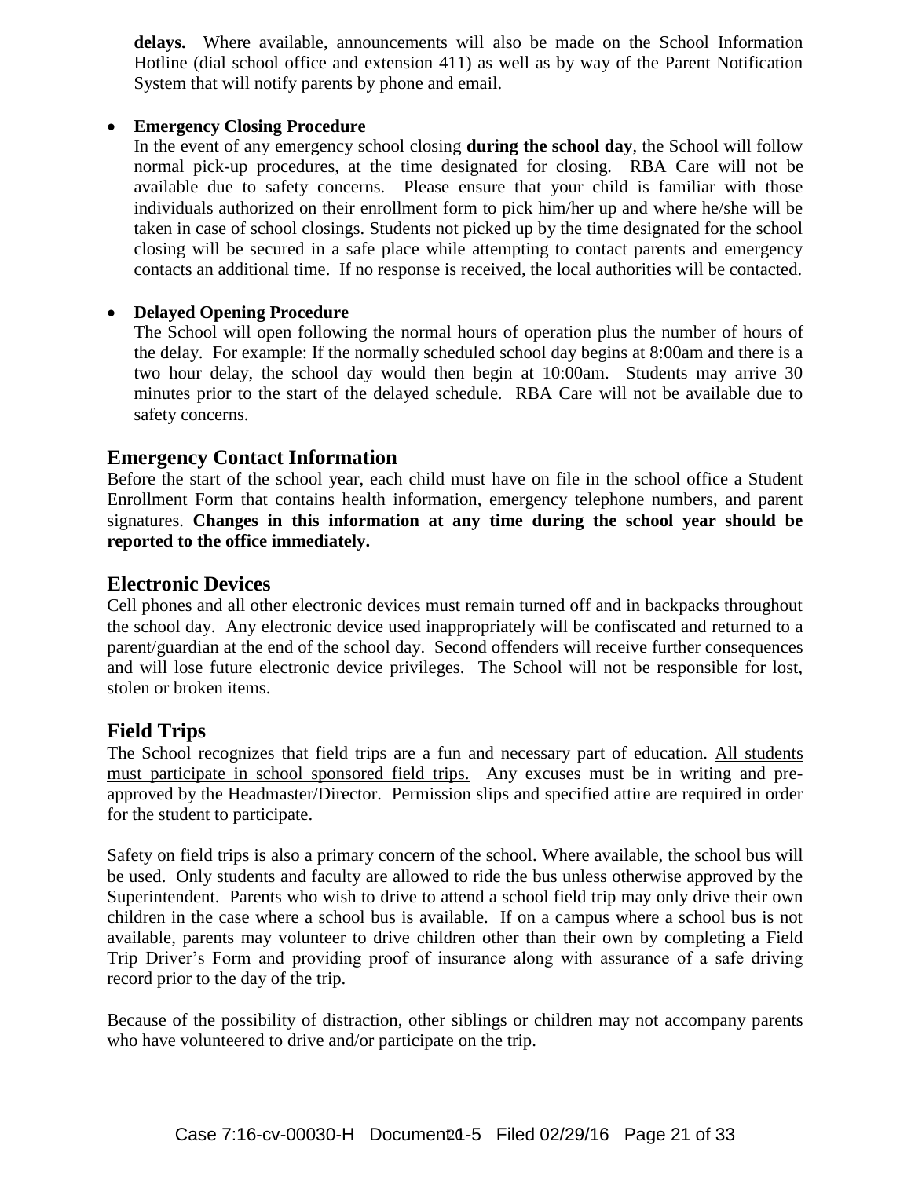**delays.** Where available, announcements will also be made on the School Information Hotline (dial school office and extension 411) as well as by way of the Parent Notification System that will notify parents by phone and email.

- **Emergency Closing Procedure**
  In the event of any emergency school closing **during the school day**, the School will follow normal pick-up procedures, at the time designated for closing. RBA Care will not be available due to safety concerns. Please ensure that your child is familiar with those individuals authorized on their enrollment form to pick him/her up and where he/she will be taken in case of school closings. Students not picked up by the time designated for the school closing will be secured in a safe place while attempting to contact parents and emergency contacts an additional time. If no response is received, the local authorities will be contacted.

- **Delayed Opening Procedure**
  The School will open following the normal hours of operation plus the number of hours of the delay. For example: If the normally scheduled school day begins at 8:00am and there is a two hour delay, the school day would then begin at 10:00am. Students may arrive 30 minutes prior to the start of the delayed schedule. RBA Care will not be available due to safety concerns.

## Emergency Contact Information

Before the start of the school year, each child must have on file in the school office a Student Enrollment Form that contains health information, emergency telephone numbers, and parent signatures. **Changes in this information at any time during the school year should be reported to the office immediately.**

## Electronic Devices

Cell phones and all other electronic devices must remain turned off and in backpacks throughout the school day. Any electronic device used inappropriately will be confiscated and returned to a parent/guardian at the end of the school day. Second offenders will receive further consequences and will lose future electronic device privileges. The School will not be responsible for lost, stolen or broken items.

## Field Trips

The School recognizes that field trips are a fun and necessary part of education. <u>All students must participate in school sponsored field trips.</u> Any excuses must be in writing and pre-approved by the Headmaster/Director. Permission slips and specified attire are required in order for the student to participate.

Safety on field trips is also a primary concern of the school. Where available, the school bus will be used. Only students and faculty are allowed to ride the bus unless otherwise approved by the Superintendent. Parents who wish to drive to attend a school field trip may only drive their own children in the case where a school bus is available. If on a campus where a school bus is not available, parents may volunteer to drive children other than their own by completing a Field Trip Driver's Form and providing proof of insurance along with assurance of a safe driving record prior to the day of the trip.

Because of the possibility of distraction, other siblings or children may not accompany parents who have volunteered to drive and/or participate on the trip.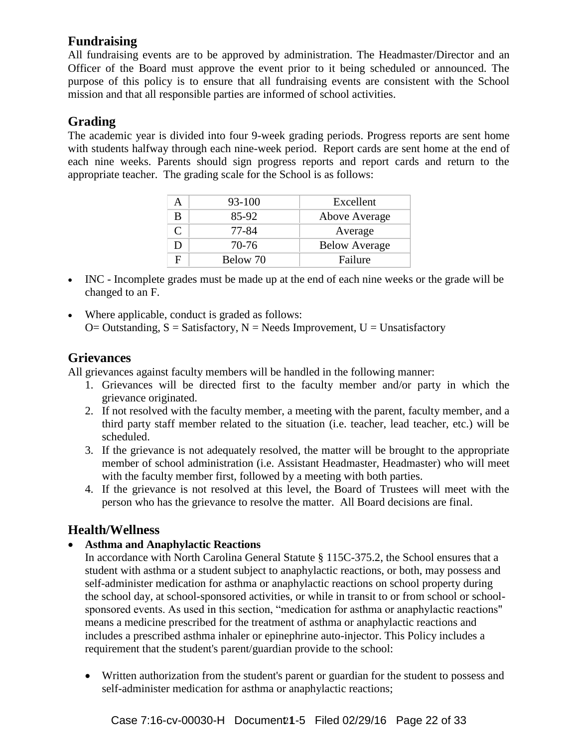## Fundraising

All fundraising events are to be approved by administration. The Headmaster/Director and an Officer of the Board must approve the event prior to it being scheduled or announced. The purpose of this policy is to ensure that all fundraising events are consistent with the School mission and that all responsible parties are informed of school activities.

## Grading

The academic year is divided into four 9-week grading periods. Progress reports are sent home with students halfway through each nine-week period. Report cards are sent home at the end of each nine weeks. Parents should sign progress reports and report cards and return to the appropriate teacher. The grading scale for the School is as follows:

| | | |
|---|---|---|
| A | 93-100 | Excellent |
| B | 85-92 | Above Average |
| C | 77-84 | Average |
| D | 70-76 | Below Average |
| F | Below 70 | Failure |

- INC - Incomplete grades must be made up at the end of each nine weeks or the grade will be changed to an F.
- Where applicable, conduct is graded as follows:
  O= Outstanding, S = Satisfactory, N = Needs Improvement, U = Unsatisfactory

## Grievances

All grievances against faculty members will be handled in the following manner:

1. Grievances will be directed first to the faculty member and/or party in which the grievance originated.
2. If not resolved with the faculty member, a meeting with the parent, faculty member, and a third party staff member related to the situation (i.e. teacher, lead teacher, etc.) will be scheduled.
3. If the grievance is not adequately resolved, the matter will be brought to the appropriate member of school administration (i.e. Assistant Headmaster, Headmaster) who will meet with the faculty member first, followed by a meeting with both parties.
4. If the grievance is not resolved at this level, the Board of Trustees will meet with the person who has the grievance to resolve the matter. All Board decisions are final.

## Health/Wellness

- **Asthma and Anaphylactic Reactions**
  In accordance with North Carolina General Statute § 115C-375.2, the School ensures that a student with asthma or a student subject to anaphylactic reactions, or both, may possess and self-administer medication for asthma or anaphylactic reactions on school property during the school day, at school-sponsored activities, or while in transit to or from school or school-sponsored events. As used in this section, "medication for asthma or anaphylactic reactions" means a medicine prescribed for the treatment of asthma or anaphylactic reactions and includes a prescribed asthma inhaler or epinephrine auto-injector. This Policy includes a requirement that the student's parent/guardian provide to the school:

  - Written authorization from the student's parent or guardian for the student to possess and self-administer medication for asthma or anaphylactic reactions;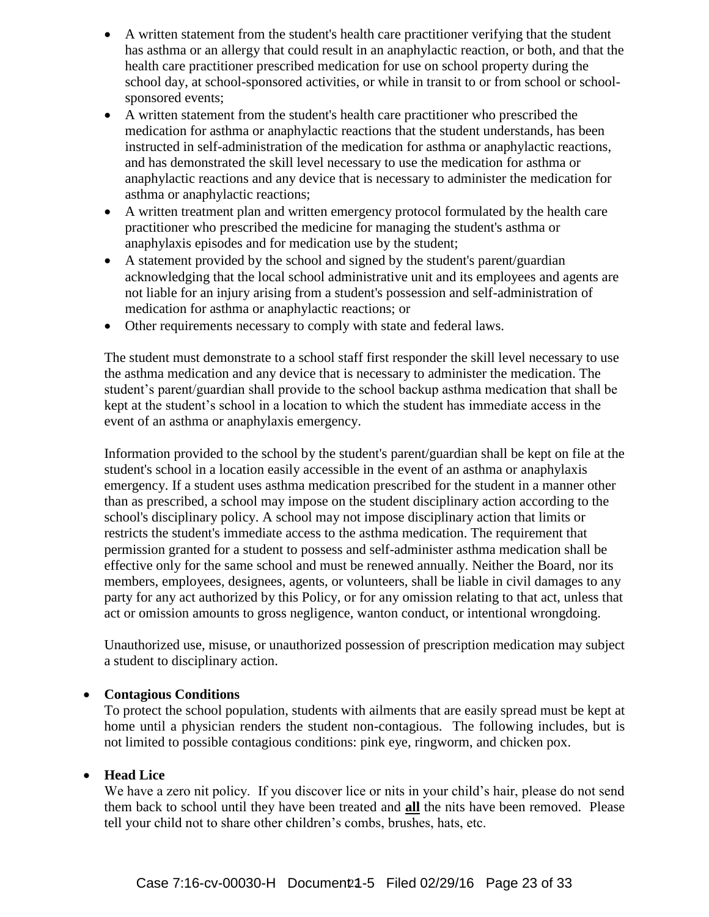- A written statement from the student's health care practitioner verifying that the student has asthma or an allergy that could result in an anaphylactic reaction, or both, and that the health care practitioner prescribed medication for use on school property during the school day, at school-sponsored activities, or while in transit to or from school or school-sponsored events;
- A written statement from the student's health care practitioner who prescribed the medication for asthma or anaphylactic reactions that the student understands, has been instructed in self-administration of the medication for asthma or anaphylactic reactions, and has demonstrated the skill level necessary to use the medication for asthma or anaphylactic reactions and any device that is necessary to administer the medication for asthma or anaphylactic reactions;
- A written treatment plan and written emergency protocol formulated by the health care practitioner who prescribed the medicine for managing the student's asthma or anaphylaxis episodes and for medication use by the student;
- A statement provided by the school and signed by the student's parent/guardian acknowledging that the local school administrative unit and its employees and agents are not liable for an injury arising from a student's possession and self-administration of medication for asthma or anaphylactic reactions; or
- Other requirements necessary to comply with state and federal laws.

The student must demonstrate to a school staff first responder the skill level necessary to use the asthma medication and any device that is necessary to administer the medication. The student's parent/guardian shall provide to the school backup asthma medication that shall be kept at the student's school in a location to which the student has immediate access in the event of an asthma or anaphylaxis emergency.

Information provided to the school by the student's parent/guardian shall be kept on file at the student's school in a location easily accessible in the event of an asthma or anaphylaxis emergency. If a student uses asthma medication prescribed for the student in a manner other than as prescribed, a school may impose on the student disciplinary action according to the school's disciplinary policy. A school may not impose disciplinary action that limits or restricts the student's immediate access to the asthma medication. The requirement that permission granted for a student to possess and self-administer asthma medication shall be effective only for the same school and must be renewed annually. Neither the Board, nor its members, employees, designees, agents, or volunteers, shall be liable in civil damages to any party for any act authorized by this Policy, or for any omission relating to that act, unless that act or omission amounts to gross negligence, wanton conduct, or intentional wrongdoing.

Unauthorized use, misuse, or unauthorized possession of prescription medication may subject a student to disciplinary action.

- **Contagious Conditions**

  To protect the school population, students with ailments that are easily spread must be kept at home until a physician renders the student non-contagious. The following includes, but is not limited to possible contagious conditions: pink eye, ringworm, and chicken pox.

- **Head Lice**

  We have a zero nit policy. If you discover lice or nits in your child's hair, please do not send them back to school until they have been treated and **all** the nits have been removed. Please tell your child not to share other children's combs, brushes, hats, etc.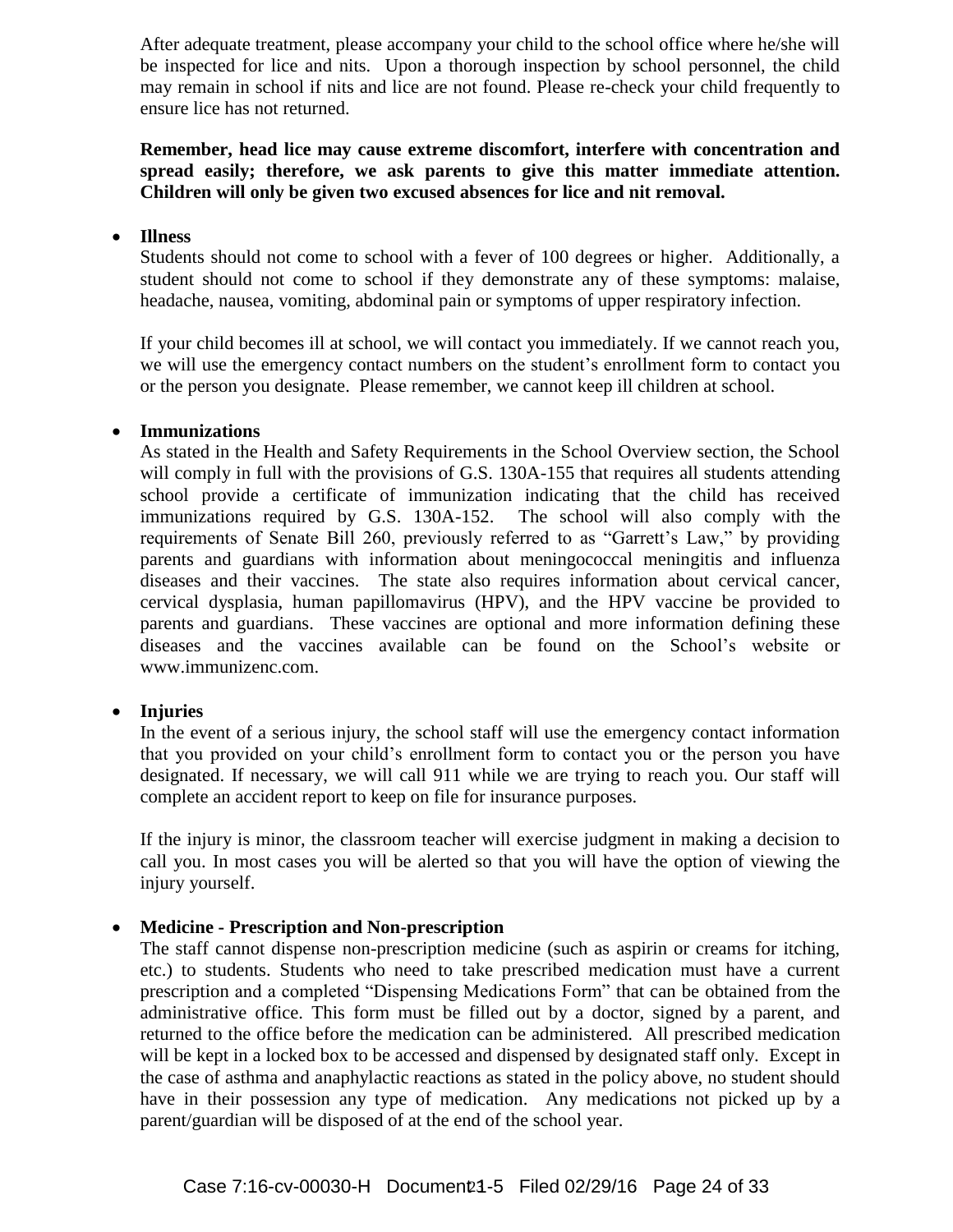After adequate treatment, please accompany your child to the school office where he/she will be inspected for lice and nits. Upon a thorough inspection by school personnel, the child may remain in school if nits and lice are not found. Please re-check your child frequently to ensure lice has not returned.

**Remember, head lice may cause extreme discomfort, interfere with concentration and spread easily; therefore, we ask parents to give this matter immediate attention. Children will only be given two excused absences for lice and nit removal.**

- **Illness**

  Students should not come to school with a fever of 100 degrees or higher. Additionally, a student should not come to school if they demonstrate any of these symptoms: malaise, headache, nausea, vomiting, abdominal pain or symptoms of upper respiratory infection.

  If your child becomes ill at school, we will contact you immediately. If we cannot reach you, we will use the emergency contact numbers on the student's enrollment form to contact you or the person you designate. Please remember, we cannot keep ill children at school.

- **Immunizations**

  As stated in the Health and Safety Requirements in the School Overview section, the School will comply in full with the provisions of G.S. 130A-155 that requires all students attending school provide a certificate of immunization indicating that the child has received immunizations required by G.S. 130A-152. The school will also comply with the requirements of Senate Bill 260, previously referred to as "Garrett's Law," by providing parents and guardians with information about meningococcal meningitis and influenza diseases and their vaccines. The state also requires information about cervical cancer, cervical dysplasia, human papillomavirus (HPV), and the HPV vaccine be provided to parents and guardians. These vaccines are optional and more information defining these diseases and the vaccines available can be found on the School's website or www.immunizenc.com.

- **Injuries**

  In the event of a serious injury, the school staff will use the emergency contact information that you provided on your child's enrollment form to contact you or the person you have designated. If necessary, we will call 911 while we are trying to reach you. Our staff will complete an accident report to keep on file for insurance purposes.

  If the injury is minor, the classroom teacher will exercise judgment in making a decision to call you. In most cases you will be alerted so that you will have the option of viewing the injury yourself.

- **Medicine - Prescription and Non-prescription**

  The staff cannot dispense non-prescription medicine (such as aspirin or creams for itching, etc.) to students. Students who need to take prescribed medication must have a current prescription and a completed "Dispensing Medications Form" that can be obtained from the administrative office. This form must be filled out by a doctor, signed by a parent, and returned to the office before the medication can be administered. All prescribed medication will be kept in a locked box to be accessed and dispensed by designated staff only. Except in the case of asthma and anaphylactic reactions as stated in the policy above, no student should have in their possession any type of medication. Any medications not picked up by a parent/guardian will be disposed of at the end of the school year.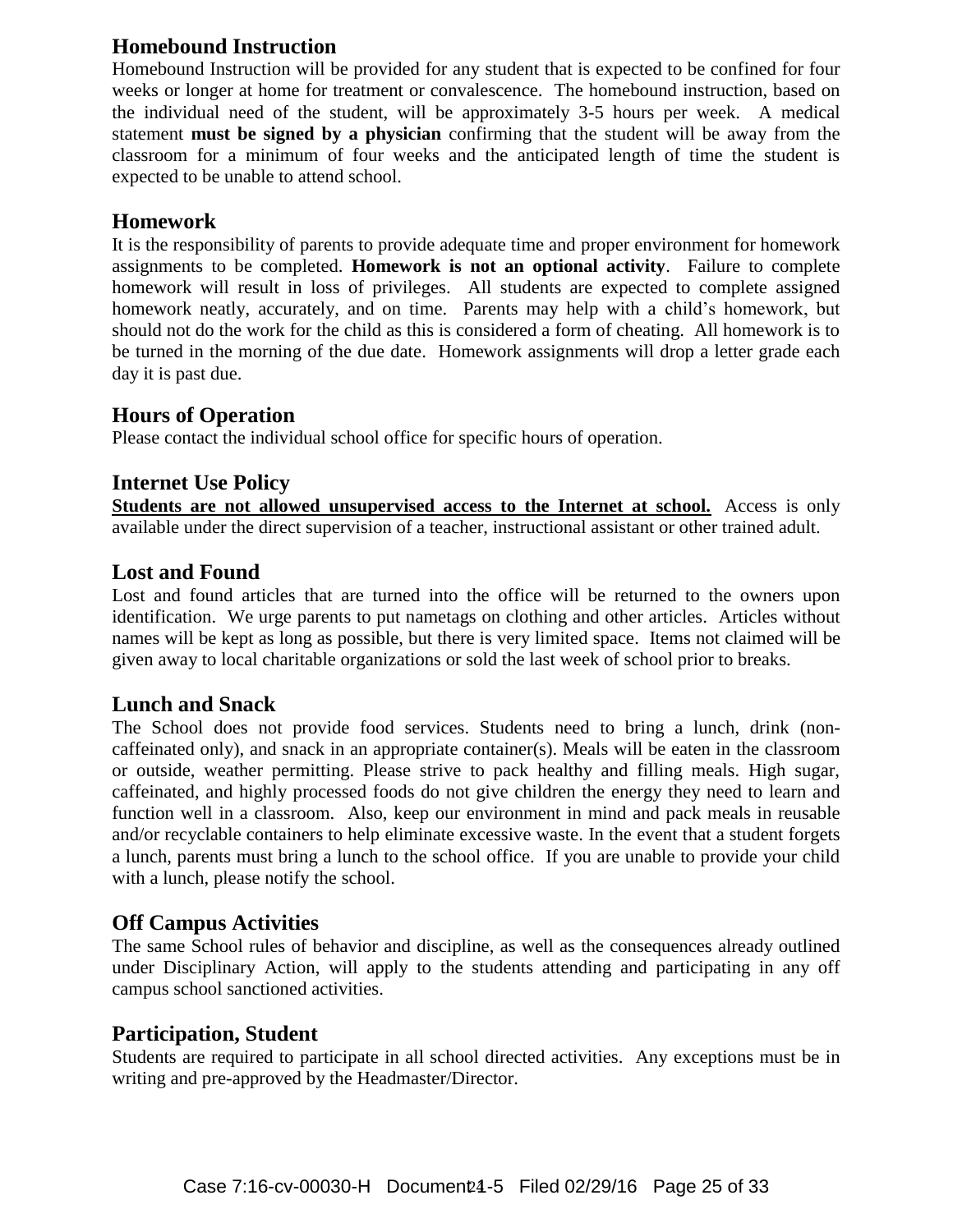## Homebound Instruction

Homebound Instruction will be provided for any student that is expected to be confined for four weeks or longer at home for treatment or convalescence. The homebound instruction, based on the individual need of the student, will be approximately 3-5 hours per week. A medical statement **must be signed by a physician** confirming that the student will be away from the classroom for a minimum of four weeks and the anticipated length of time the student is expected to be unable to attend school.

## Homework

It is the responsibility of parents to provide adequate time and proper environment for homework assignments to be completed. **Homework is not an optional activity**. Failure to complete homework will result in loss of privileges. All students are expected to complete assigned homework neatly, accurately, and on time. Parents may help with a child's homework, but should not do the work for the child as this is considered a form of cheating. All homework is to be turned in the morning of the due date. Homework assignments will drop a letter grade each day it is past due.

## Hours of Operation

Please contact the individual school office for specific hours of operation.

## Internet Use Policy

**Students are not allowed unsupervised access to the Internet at school.** Access is only available under the direct supervision of a teacher, instructional assistant or other trained adult.

## Lost and Found

Lost and found articles that are turned into the office will be returned to the owners upon identification. We urge parents to put nametags on clothing and other articles. Articles without names will be kept as long as possible, but there is very limited space. Items not claimed will be given away to local charitable organizations or sold the last week of school prior to breaks.

## Lunch and Snack

The School does not provide food services. Students need to bring a lunch, drink (non-caffeinated only), and snack in an appropriate container(s). Meals will be eaten in the classroom or outside, weather permitting. Please strive to pack healthy and filling meals. High sugar, caffeinated, and highly processed foods do not give children the energy they need to learn and function well in a classroom. Also, keep our environment in mind and pack meals in reusable and/or recyclable containers to help eliminate excessive waste. In the event that a student forgets a lunch, parents must bring a lunch to the school office. If you are unable to provide your child with a lunch, please notify the school.

## Off Campus Activities

The same School rules of behavior and discipline, as well as the consequences already outlined under Disciplinary Action, will apply to the students attending and participating in any off campus school sanctioned activities.

## Participation, Student

Students are required to participate in all school directed activities. Any exceptions must be in writing and pre-approved by the Headmaster/Director.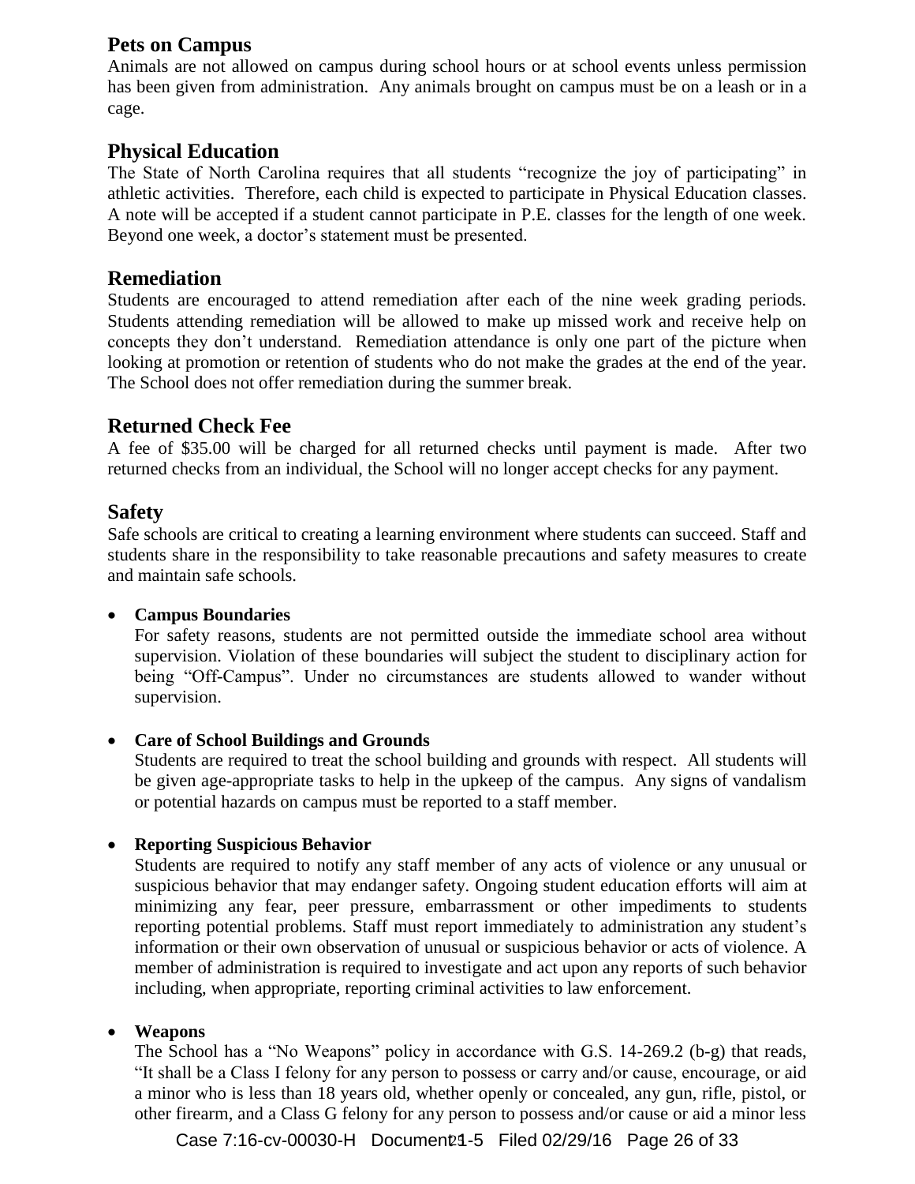## Pets on Campus

Animals are not allowed on campus during school hours or at school events unless permission has been given from administration. Any animals brought on campus must be on a leash or in a cage.

## Physical Education

The State of North Carolina requires that all students "recognize the joy of participating" in athletic activities. Therefore, each child is expected to participate in Physical Education classes. A note will be accepted if a student cannot participate in P.E. classes for the length of one week. Beyond one week, a doctor's statement must be presented.

## Remediation

Students are encouraged to attend remediation after each of the nine week grading periods. Students attending remediation will be allowed to make up missed work and receive help on concepts they don't understand. Remediation attendance is only one part of the picture when looking at promotion or retention of students who do not make the grades at the end of the year. The School does not offer remediation during the summer break.

## Returned Check Fee

A fee of $35.00 will be charged for all returned checks until payment is made. After two returned checks from an individual, the School will no longer accept checks for any payment.

## Safety

Safe schools are critical to creating a learning environment where students can succeed. Staff and students share in the responsibility to take reasonable precautions and safety measures to create and maintain safe schools.

- **Campus Boundaries**
  For safety reasons, students are not permitted outside the immediate school area without supervision. Violation of these boundaries will subject the student to disciplinary action for being "Off-Campus". Under no circumstances are students allowed to wander without supervision.

- **Care of School Buildings and Grounds**
  Students are required to treat the school building and grounds with respect. All students will be given age-appropriate tasks to help in the upkeep of the campus. Any signs of vandalism or potential hazards on campus must be reported to a staff member.

- **Reporting Suspicious Behavior**
  Students are required to notify any staff member of any acts of violence or any unusual or suspicious behavior that may endanger safety. Ongoing student education efforts will aim at minimizing any fear, peer pressure, embarrassment or other impediments to students reporting potential problems. Staff must report immediately to administration any student's information or their own observation of unusual or suspicious behavior or acts of violence. A member of administration is required to investigate and act upon any reports of such behavior including, when appropriate, reporting criminal activities to law enforcement.

- **Weapons**
  The School has a "No Weapons" policy in accordance with G.S. 14-269.2 (b-g) that reads, "It shall be a Class I felony for any person to possess or carry and/or cause, encourage, or aid a minor who is less than 18 years old, whether openly or concealed, any gun, rifle, pistol, or other firearm, and a Class G felony for any person to possess and/or cause or aid a minor less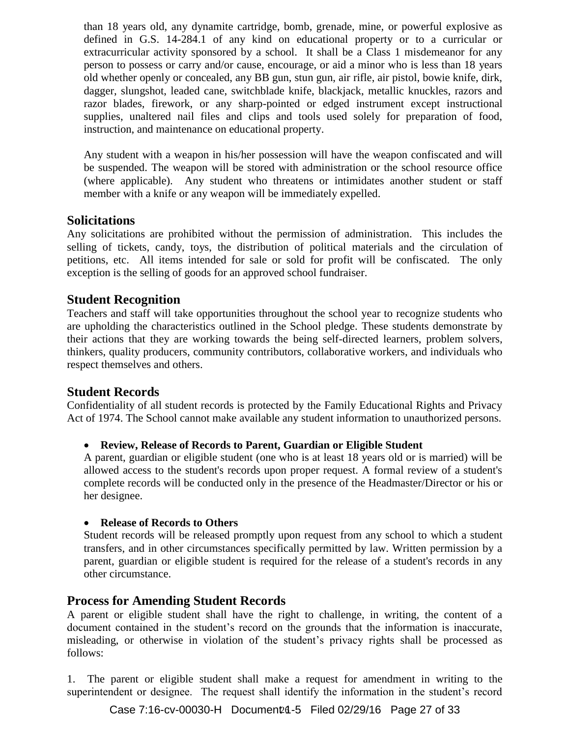than 18 years old, any dynamite cartridge, bomb, grenade, mine, or powerful explosive as defined in G.S. 14-284.1 of any kind on educational property or to a curricular or extracurricular activity sponsored by a school. It shall be a Class 1 misdemeanor for any person to possess or carry and/or cause, encourage, or aid a minor who is less than 18 years old whether openly or concealed, any BB gun, stun gun, air rifle, air pistol, bowie knife, dirk, dagger, slungshot, leaded cane, switchblade knife, blackjack, metallic knuckles, razors and razor blades, firework, or any sharp-pointed or edged instrument except instructional supplies, unaltered nail files and clips and tools used solely for preparation of food, instruction, and maintenance on educational property.

Any student with a weapon in his/her possession will have the weapon confiscated and will be suspended. The weapon will be stored with administration or the school resource office (where applicable). Any student who threatens or intimidates another student or staff member with a knife or any weapon will be immediately expelled.

## Solicitations

Any solicitations are prohibited without the permission of administration. This includes the selling of tickets, candy, toys, the distribution of political materials and the circulation of petitions, etc. All items intended for sale or sold for profit will be confiscated. The only exception is the selling of goods for an approved school fundraiser.

## Student Recognition

Teachers and staff will take opportunities throughout the school year to recognize students who are upholding the characteristics outlined in the School pledge. These students demonstrate by their actions that they are working towards the being self-directed learners, problem solvers, thinkers, quality producers, community contributors, collaborative workers, and individuals who respect themselves and others.

## Student Records

Confidentiality of all student records is protected by the Family Educational Rights and Privacy Act of 1974. The School cannot make available any student information to unauthorized persons.

- **Review, Release of Records to Parent, Guardian or Eligible Student**

A parent, guardian or eligible student (one who is at least 18 years old or is married) will be allowed access to the student's records upon proper request. A formal review of a student's complete records will be conducted only in the presence of the Headmaster/Director or his or her designee.

- **Release of Records to Others**

Student records will be released promptly upon request from any school to which a student transfers, and in other circumstances specifically permitted by law. Written permission by a parent, guardian or eligible student is required for the release of a student's records in any other circumstance.

## Process for Amending Student Records

A parent or eligible student shall have the right to challenge, in writing, the content of a document contained in the student's record on the grounds that the information is inaccurate, misleading, or otherwise in violation of the student's privacy rights shall be processed as follows:

1. The parent or eligible student shall make a request for amendment in writing to the superintendent or designee. The request shall identify the information in the student's record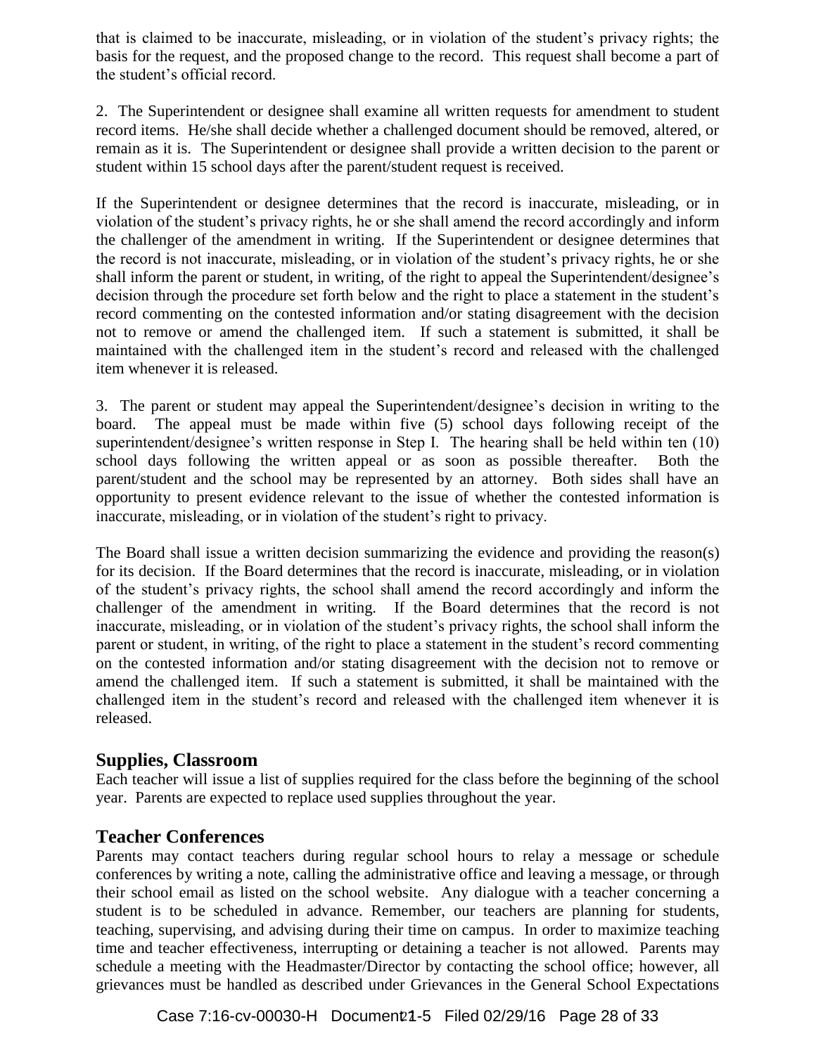that is claimed to be inaccurate, misleading, or in violation of the student's privacy rights; the basis for the request, and the proposed change to the record. This request shall become a part of the student's official record.

2. The Superintendent or designee shall examine all written requests for amendment to student record items. He/she shall decide whether a challenged document should be removed, altered, or remain as it is. The Superintendent or designee shall provide a written decision to the parent or student within 15 school days after the parent/student request is received.

If the Superintendent or designee determines that the record is inaccurate, misleading, or in violation of the student's privacy rights, he or she shall amend the record accordingly and inform the challenger of the amendment in writing. If the Superintendent or designee determines that the record is not inaccurate, misleading, or in violation of the student's privacy rights, he or she shall inform the parent or student, in writing, of the right to appeal the Superintendent/designee's decision through the procedure set forth below and the right to place a statement in the student's record commenting on the contested information and/or stating disagreement with the decision not to remove or amend the challenged item. If such a statement is submitted, it shall be maintained with the challenged item in the student's record and released with the challenged item whenever it is released.

3. The parent or student may appeal the Superintendent/designee's decision in writing to the board. The appeal must be made within five (5) school days following receipt of the superintendent/designee's written response in Step I. The hearing shall be held within ten (10) school days following the written appeal or as soon as possible thereafter. Both the parent/student and the school may be represented by an attorney. Both sides shall have an opportunity to present evidence relevant to the issue of whether the contested information is inaccurate, misleading, or in violation of the student's right to privacy.

The Board shall issue a written decision summarizing the evidence and providing the reason(s) for its decision. If the Board determines that the record is inaccurate, misleading, or in violation of the student's privacy rights, the school shall amend the record accordingly and inform the challenger of the amendment in writing. If the Board determines that the record is not inaccurate, misleading, or in violation of the student's privacy rights, the school shall inform the parent or student, in writing, of the right to place a statement in the student's record commenting on the contested information and/or stating disagreement with the decision not to remove or amend the challenged item. If such a statement is submitted, it shall be maintained with the challenged item in the student's record and released with the challenged item whenever it is released.

## Supplies, Classroom

Each teacher will issue a list of supplies required for the class before the beginning of the school year. Parents are expected to replace used supplies throughout the year.

## Teacher Conferences

Parents may contact teachers during regular school hours to relay a message or schedule conferences by writing a note, calling the administrative office and leaving a message, or through their school email as listed on the school website. Any dialogue with a teacher concerning a student is to be scheduled in advance. Remember, our teachers are planning for students, teaching, supervising, and advising during their time on campus. In order to maximize teaching time and teacher effectiveness, interrupting or detaining a teacher is not allowed. Parents may schedule a meeting with the Headmaster/Director by contacting the school office; however, all grievances must be handled as described under Grievances in the General School Expectations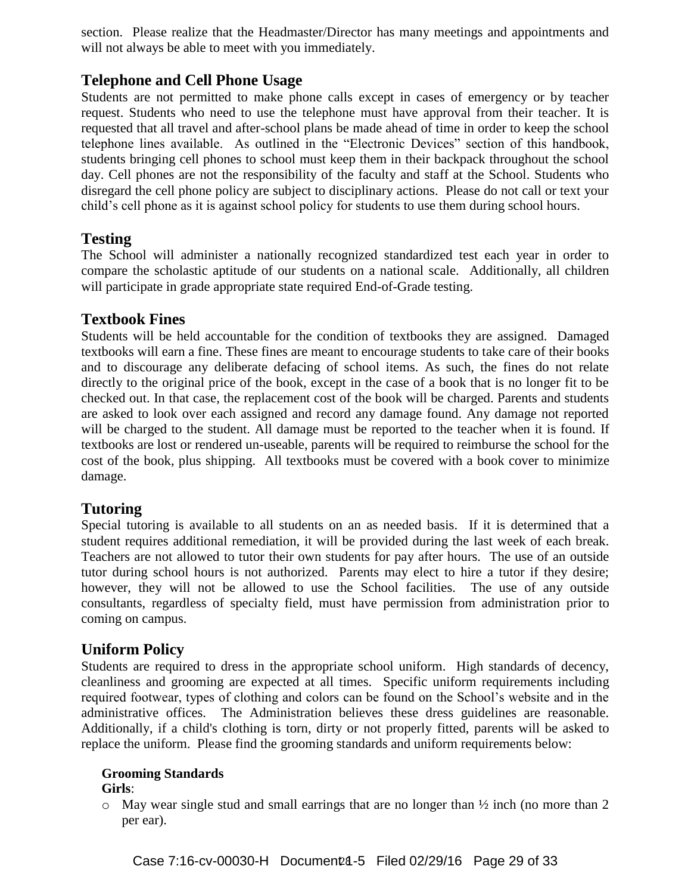section. Please realize that the Headmaster/Director has many meetings and appointments and will not always be able to meet with you immediately.

## Telephone and Cell Phone Usage

Students are not permitted to make phone calls except in cases of emergency or by teacher request. Students who need to use the telephone must have approval from their teacher. It is requested that all travel and after-school plans be made ahead of time in order to keep the school telephone lines available. As outlined in the "Electronic Devices" section of this handbook, students bringing cell phones to school must keep them in their backpack throughout the school day. Cell phones are not the responsibility of the faculty and staff at the School. Students who disregard the cell phone policy are subject to disciplinary actions. Please do not call or text your child's cell phone as it is against school policy for students to use them during school hours.

## Testing

The School will administer a nationally recognized standardized test each year in order to compare the scholastic aptitude of our students on a national scale. Additionally, all children will participate in grade appropriate state required End-of-Grade testing.

## Textbook Fines

Students will be held accountable for the condition of textbooks they are assigned. Damaged textbooks will earn a fine. These fines are meant to encourage students to take care of their books and to discourage any deliberate defacing of school items. As such, the fines do not relate directly to the original price of the book, except in the case of a book that is no longer fit to be checked out. In that case, the replacement cost of the book will be charged. Parents and students are asked to look over each assigned and record any damage found. Any damage not reported will be charged to the student. All damage must be reported to the teacher when it is found. If textbooks are lost or rendered un-useable, parents will be required to reimburse the school for the cost of the book, plus shipping. All textbooks must be covered with a book cover to minimize damage.

## Tutoring

Special tutoring is available to all students on an as needed basis. If it is determined that a student requires additional remediation, it will be provided during the last week of each break. Teachers are not allowed to tutor their own students for pay after hours. The use of an outside tutor during school hours is not authorized. Parents may elect to hire a tutor if they desire; however, they will not be allowed to use the School facilities. The use of any outside consultants, regardless of specialty field, must have permission from administration prior to coming on campus.

## Uniform Policy

Students are required to dress in the appropriate school uniform. High standards of decency, cleanliness and grooming are expected at all times. Specific uniform requirements including required footwear, types of clothing and colors can be found on the School's website and in the administrative offices. The Administration believes these dress guidelines are reasonable. Additionally, if a child's clothing is torn, dirty or not properly fitted, parents will be asked to replace the uniform. Please find the grooming standards and uniform requirements below:

**Grooming Standards**

**Girls**:

- May wear single stud and small earrings that are no longer than ½ inch (no more than 2 per ear).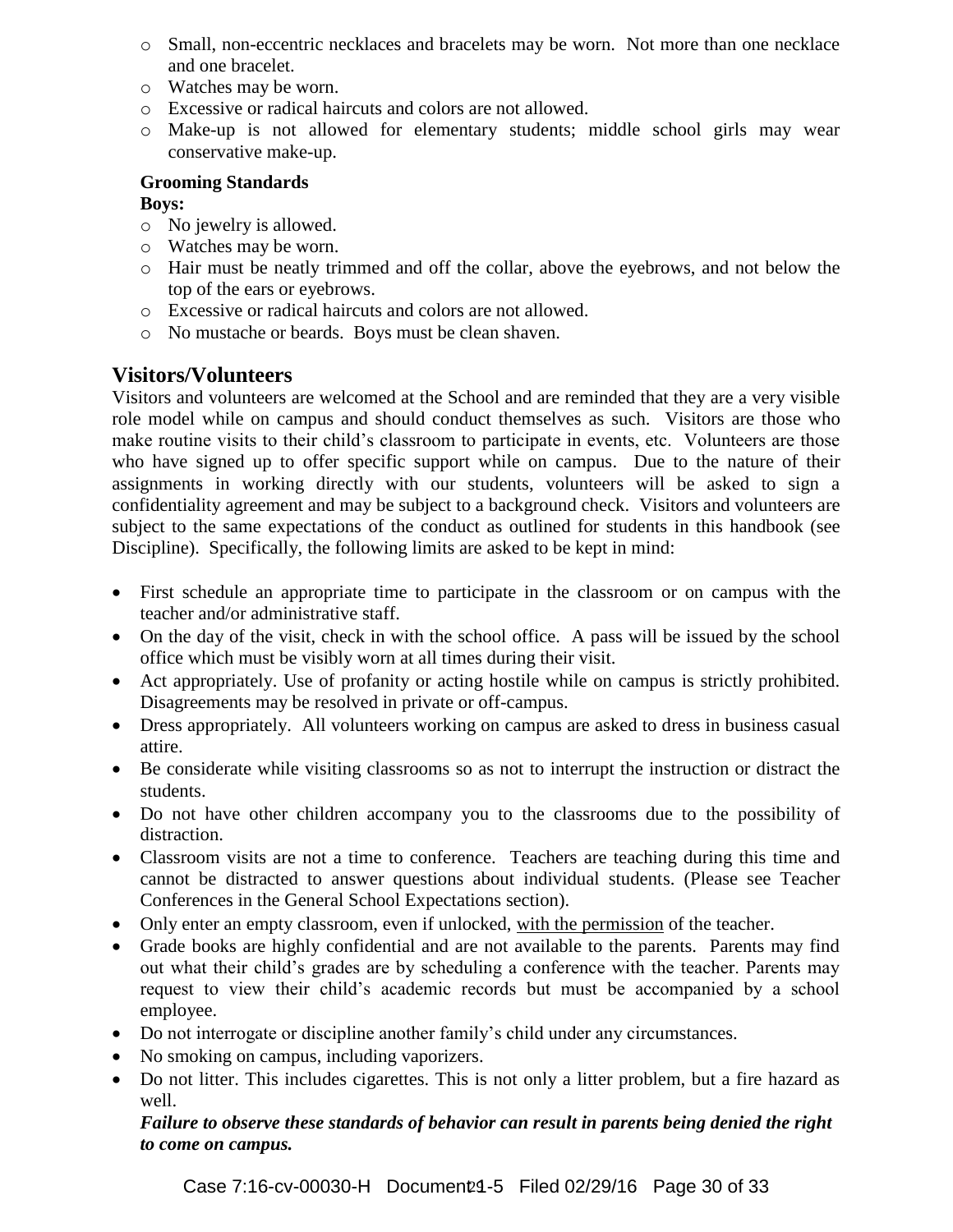- Small, non-eccentric necklaces and bracelets may be worn. Not more than one necklace and one bracelet.
- Watches may be worn.
- Excessive or radical haircuts and colors are not allowed.
- Make-up is not allowed for elementary students; middle school girls may wear conservative make-up.

**Grooming Standards**

**Boys:**

- No jewelry is allowed.
- Watches may be worn.
- Hair must be neatly trimmed and off the collar, above the eyebrows, and not below the top of the ears or eyebrows.
- Excessive or radical haircuts and colors are not allowed.
- No mustache or beards. Boys must be clean shaven.

## Visitors/Volunteers

Visitors and volunteers are welcomed at the School and are reminded that they are a very visible role model while on campus and should conduct themselves as such. Visitors are those who make routine visits to their child's classroom to participate in events, etc. Volunteers are those who have signed up to offer specific support while on campus. Due to the nature of their assignments in working directly with our students, volunteers will be asked to sign a confidentiality agreement and may be subject to a background check. Visitors and volunteers are subject to the same expectations of the conduct as outlined for students in this handbook (see Discipline). Specifically, the following limits are asked to be kept in mind:

- First schedule an appropriate time to participate in the classroom or on campus with the teacher and/or administrative staff.
- On the day of the visit, check in with the school office. A pass will be issued by the school office which must be visibly worn at all times during their visit.
- Act appropriately. Use of profanity or acting hostile while on campus is strictly prohibited. Disagreements may be resolved in private or off-campus.
- Dress appropriately. All volunteers working on campus are asked to dress in business casual attire.
- Be considerate while visiting classrooms so as not to interrupt the instruction or distract the students.
- Do not have other children accompany you to the classrooms due to the possibility of distraction.
- Classroom visits are not a time to conference. Teachers are teaching during this time and cannot be distracted to answer questions about individual students. (Please see Teacher Conferences in the General School Expectations section).
- Only enter an empty classroom, even if unlocked, <u>with the permission</u> of the teacher.
- Grade books are highly confidential and are not available to the parents. Parents may find out what their child's grades are by scheduling a conference with the teacher. Parents may request to view their child's academic records but must be accompanied by a school employee.
- Do not interrogate or discipline another family's child under any circumstances.
- No smoking on campus, including vaporizers.
- Do not litter. This includes cigarettes. This is not only a litter problem, but a fire hazard as well.

***Failure to observe these standards of behavior can result in parents being denied the right to come on campus.***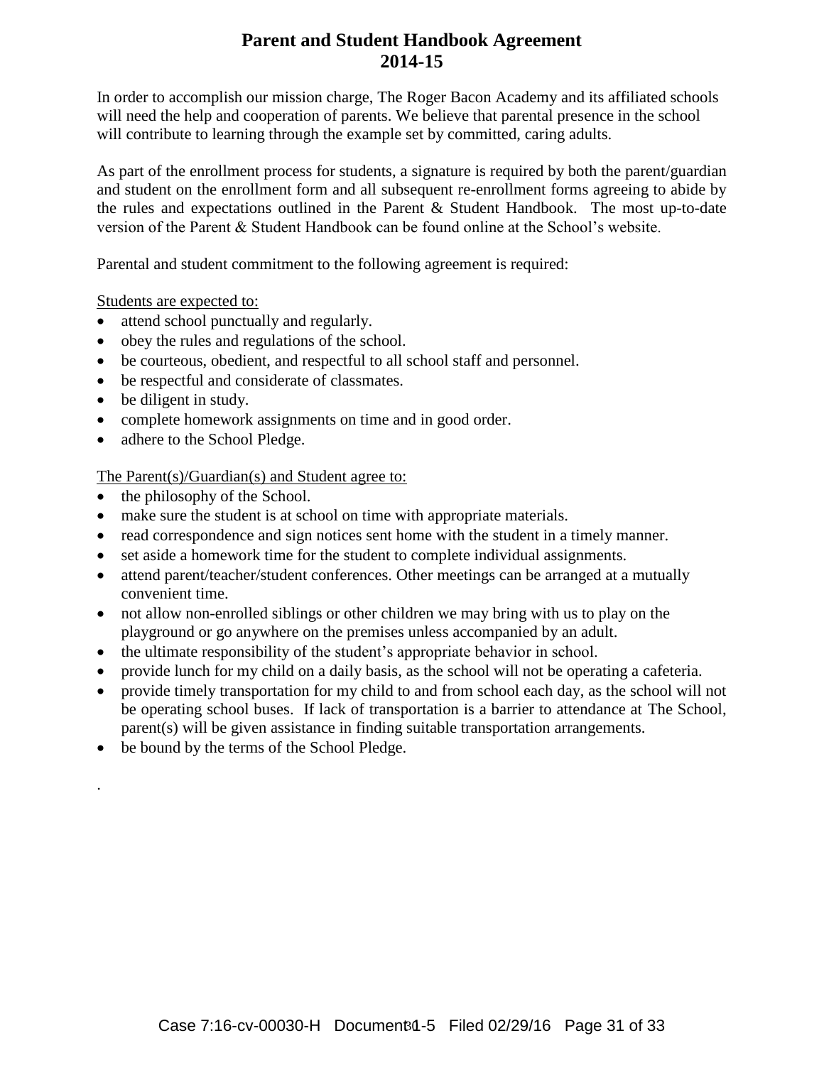# Parent and Student Handbook Agreement 2014-15

In order to accomplish our mission charge, The Roger Bacon Academy and its affiliated schools will need the help and cooperation of parents. We believe that parental presence in the school will contribute to learning through the example set by committed, caring adults.

As part of the enrollment process for students, a signature is required by both the parent/guardian and student on the enrollment form and all subsequent re-enrollment forms agreeing to abide by the rules and expectations outlined in the Parent & Student Handbook. The most up-to-date version of the Parent & Student Handbook can be found online at the School's website.

Parental and student commitment to the following agreement is required:

Students are expected to:

- attend school punctually and regularly.
- obey the rules and regulations of the school.
- be courteous, obedient, and respectful to all school staff and personnel.
- be respectful and considerate of classmates.
- be diligent in study.
- complete homework assignments on time and in good order.
- adhere to the School Pledge.

The Parent(s)/Guardian(s) and Student agree to:

- the philosophy of the School.
- make sure the student is at school on time with appropriate materials.
- read correspondence and sign notices sent home with the student in a timely manner.
- set aside a homework time for the student to complete individual assignments.
- attend parent/teacher/student conferences. Other meetings can be arranged at a mutually convenient time.
- not allow non-enrolled siblings or other children we may bring with us to play on the playground or go anywhere on the premises unless accompanied by an adult.
- the ultimate responsibility of the student's appropriate behavior in school.
- provide lunch for my child on a daily basis, as the school will not be operating a cafeteria.
- provide timely transportation for my child to and from school each day, as the school will not be operating school buses. If lack of transportation is a barrier to attendance at The School, parent(s) will be given assistance in finding suitable transportation arrangements.
- be bound by the terms of the School Pledge.

.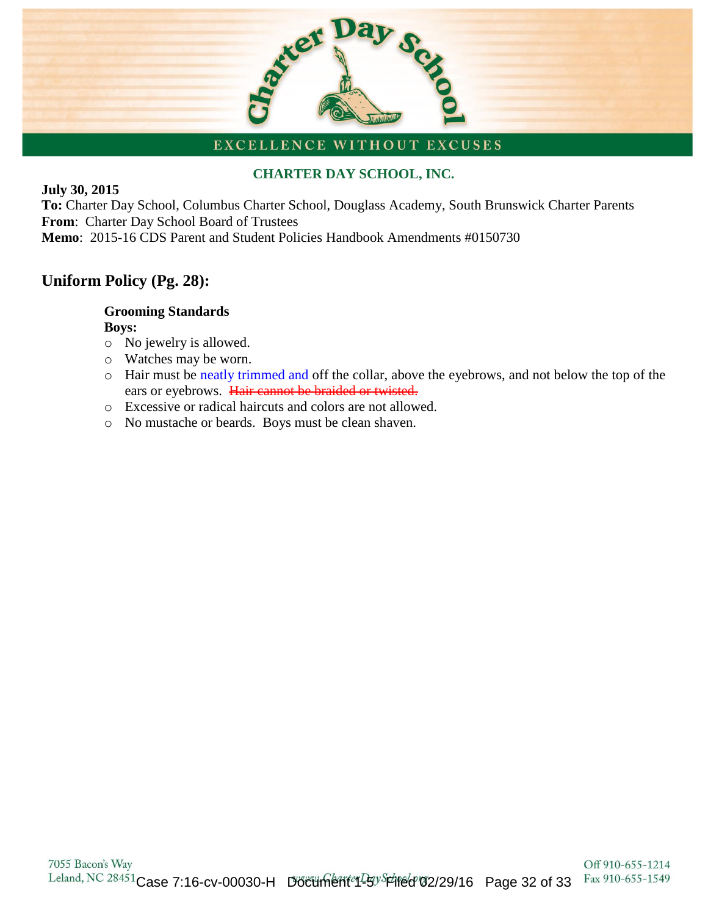**EXCELLENCE WITHOUT EXCUSES**

**CHARTER DAY SCHOOL, INC.**

**July 30, 2015**
**To:** Charter Day School, Columbus Charter School, Douglass Academy, South Brunswick Charter Parents
**From**: Charter Day School Board of Trustees
**Memo**: 2015-16 CDS Parent and Student Policies Handbook Amendments #0150730

## Uniform Policy (Pg. 28):

**Grooming Standards**
**Boys:**

- No jewelry is allowed.
- Watches may be worn.
- Hair must be neatly trimmed and off the collar, above the eyebrows, and not below the top of the ears or eyebrows. ~~Hair cannot be braided or twisted.~~
- Excessive or radical haircuts and colors are not allowed.
- No mustache or beards. Boys must be clean shaven.

7055 Bacon's Way
Leland, NC 28451

www.CharterDaySchool.org

Off 910-655-1214
Fax 910-655-1549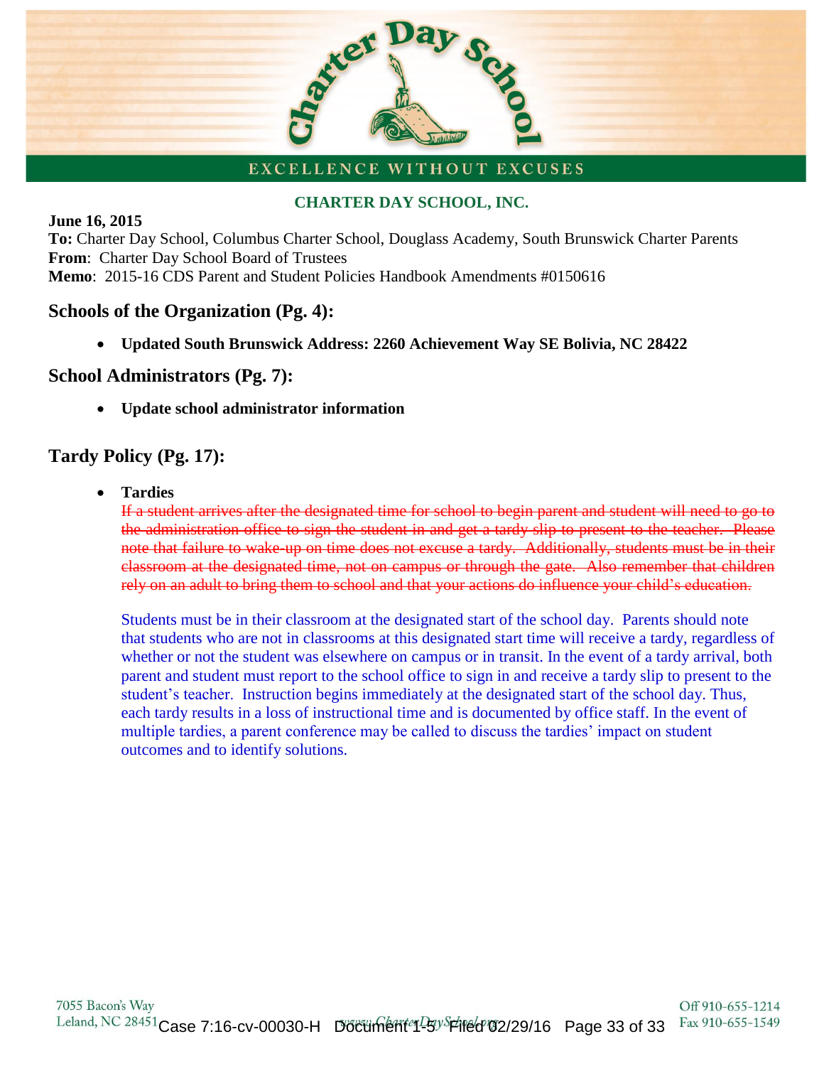# Charter Day School

EXCELLENCE WITHOUT EXCUSES

**CHARTER DAY SCHOOL, INC.**

**June 16, 2015**
**To:** Charter Day School, Columbus Charter School, Douglass Academy, South Brunswick Charter Parents
**From**: Charter Day School Board of Trustees
**Memo**: 2015-16 CDS Parent and Student Policies Handbook Amendments #0150616

## Schools of the Organization (Pg. 4):

- **Updated South Brunswick Address: 2260 Achievement Way SE Bolivia, NC 28422**

## School Administrators (Pg. 7):

- **Update school administrator information**

## Tardy Policy (Pg. 17):

- **Tardies**

  ~~If a student arrives after the designated time for school to begin parent and student will need to go to the administration office to sign the student in and get a tardy slip to present to the teacher. Please note that failure to wake-up on time does not excuse a tardy. Additionally, students must be in their classroom at the designated time, not on campus or through the gate. Also remember that children rely on an adult to bring them to school and that your actions do influence your child's education.~~

  Students must be in their classroom at the designated start of the school day. Parents should note that students who are not in classrooms at this designated start time will receive a tardy, regardless of whether or not the student was elsewhere on campus or in transit. In the event of a tardy arrival, both parent and student must report to the school office to sign in and receive a tardy slip to present to the student's teacher. Instruction begins immediately at the designated start of the school day. Thus, each tardy results in a loss of instructional time and is documented by office staff. In the event of multiple tardies, a parent conference may be called to discuss the tardies' impact on student outcomes and to identify solutions.

7055 Bacon's Way
Leland, NC 28451

www.CharterDaySchool.org

Off 910-655-1214
Fax 910-655-1549